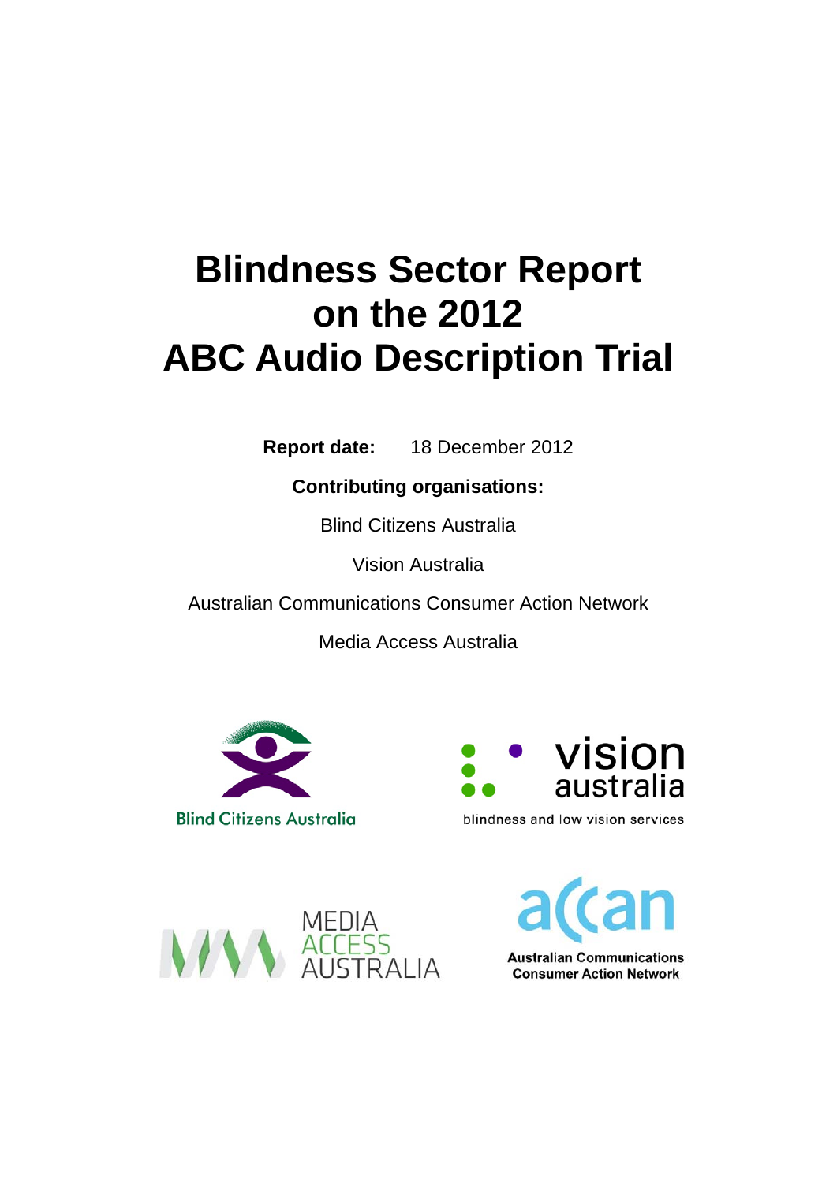# Blindness Sector Report on the 2012 ABC Audio Description Trial

**Report date:** 18 December 2012

**Contributing organisations:**

Blind Citizens Australia

Vision Australia

Australian Communications Consumer Action Network

Media Access Australia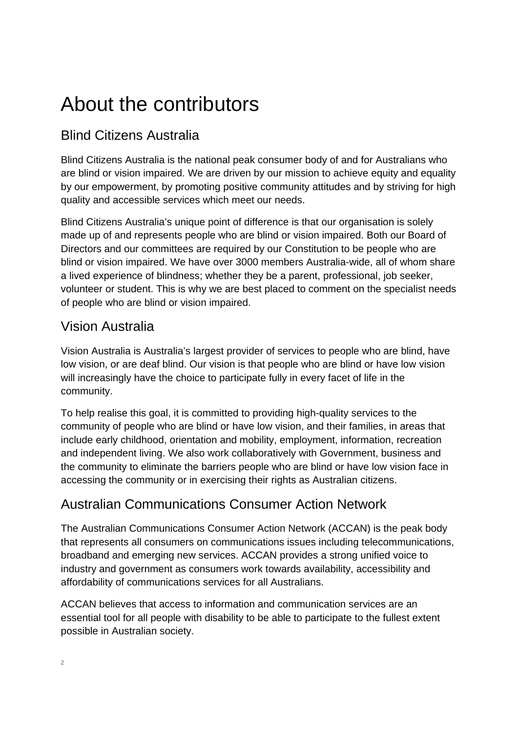# About the contributors

## Blind Citizens Australia

Blind Citizens Australia is the national peak consumer body of and for Australians who are blind or vision impaired. We are driven by our mission to achieve equity and equality by our empowerment, by promoting positive community attitudes and by striving for high quality and accessible services which meet our needs.

Blind Citizens Australia's unique point of difference is that our organisation is solely made up of and represents people who are blind or vision impaired. Both our Board of Directors and our committees are required by our Constitution to be people who are blind or vision impaired. We have over 3000 members Australia-wide, all of whom share a lived experience of blindness; whether they be a parent, professional, job seeker, volunteer or student. This is why we are best placed to comment on the specialist needs of people who are blind or vision impaired.

## Vision Australia

Vision Australia is Australia's largest provider of services to people who are blind, have low vision, or are deaf blind. Our vision is that people who are blind or have low vision will increasingly have the choice to participate fully in every facet of life in the community.

To help realise this goal, it is committed to providing high-quality services to the community of people who are blind or have low vision, and their families, in areas that include early childhood, orientation and mobility, employment, information, recreation and independent living. We also work collaboratively with Government, business and the community to eliminate the barriers people who are blind or have low vision face in accessing the community or in exercising their rights as Australian citizens.

## Australian Communications Consumer Action Network

The Australian Communications Consumer Action Network (ACCAN) is the peak body that represents all consumers on communications issues including telecommunications, broadband and emerging new services. ACCAN provides a strong unified voice to industry and government as consumers work towards availability, accessibility and affordability of communications services for all Australians.

ACCAN believes that access to information and communication services are an essential tool for all people with disability to be able to participate to the fullest extent possible in Australian society.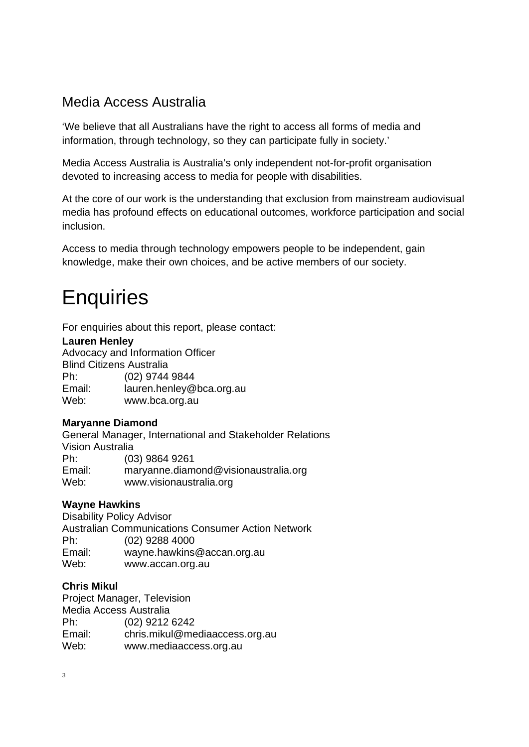## Media Access Australia

'We believe that all Australians have the right to access all forms of media and information, through technology, so they can participate fully in society.'

Media Access Australia is Australia's only independent not-for-profit organisation devoted to increasing access to media for people with disabilities.

At the core of our work is the understanding that exclusion from mainstream audiovisual media has profound effects on educational outcomes, workforce participation and social inclusion.

Access to media through technology empowers people to be independent, gain knowledge, make their own choices, and be active members of our society.

# Enquiries

For enquiries about this report, please contact:

**Lauren Henley**
Advocacy and Information Officer
Blind Citizens Australia
Ph: (02) 9744 9844
Email: lauren.henley@bca.org.au
Web: www.bca.org.au

**Maryanne Diamond**
General Manager, International and Stakeholder Relations
Vision Australia
Ph: (03) 9864 9261
Email: maryanne.diamond@visionaustralia.org
Web: www.visionaustralia.org

**Wayne Hawkins**
Disability Policy Advisor
Australian Communications Consumer Action Network
Ph: (02) 9288 4000
Email: wayne.hawkins@accan.org.au
Web: www.accan.org.au

**Chris Mikul**
Project Manager, Television
Media Access Australia
Ph: (02) 9212 6242
Email: chris.mikul@mediaaccess.org.au
Web: www.mediaaccess.org.au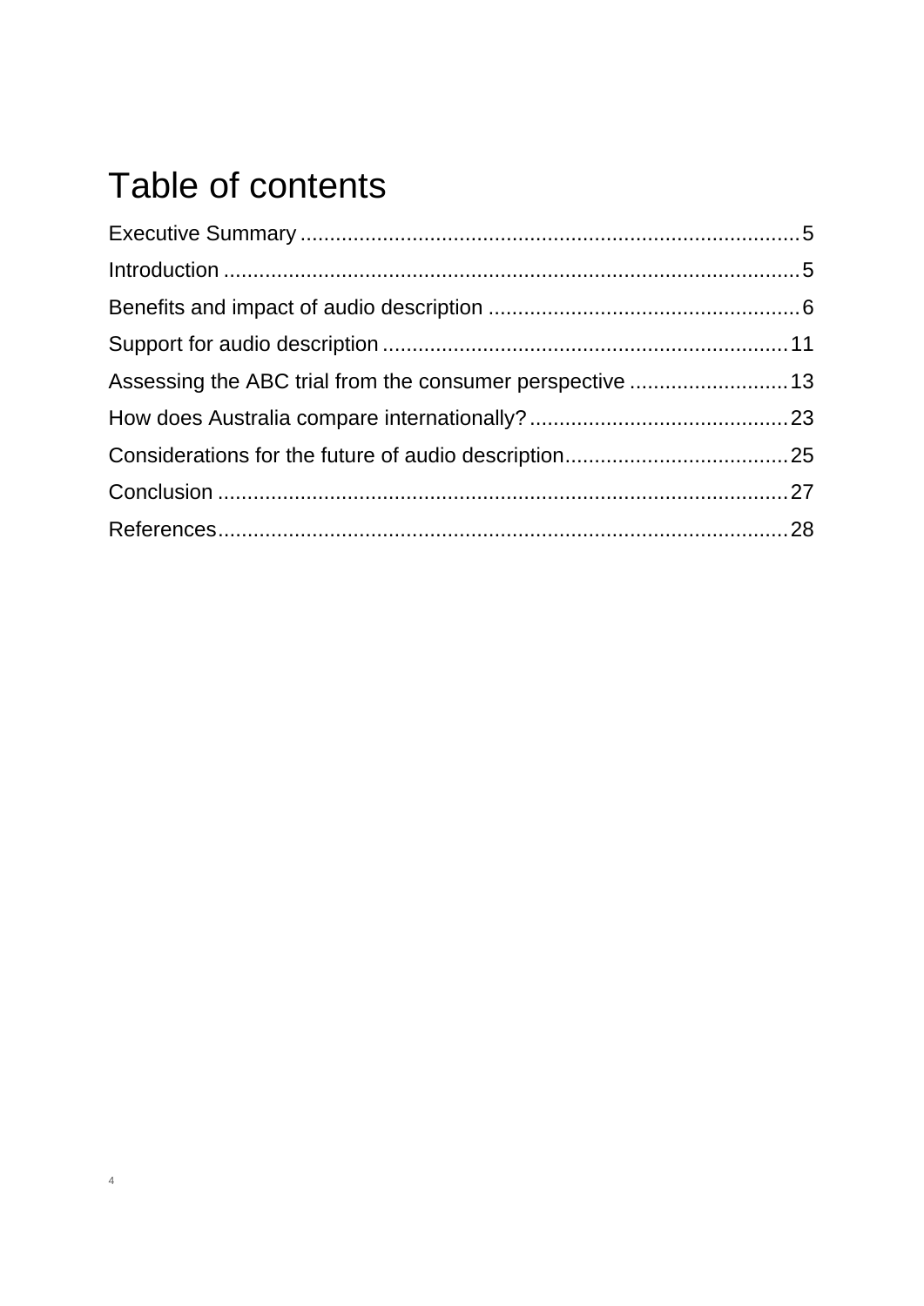# Table of contents

Executive Summary .................................................................................... 5

Introduction .................................................................................................. 5

Benefits and impact of audio description ..................................................... 6

Support for audio description ..................................................................... 11

Assessing the ABC trial from the consumer perspective ........................... 13

How does Australia compare internationally? ............................................ 23

Considerations for the future of audio description....................................... 25

Conclusion .................................................................................................. 27

References.................................................................................................. 28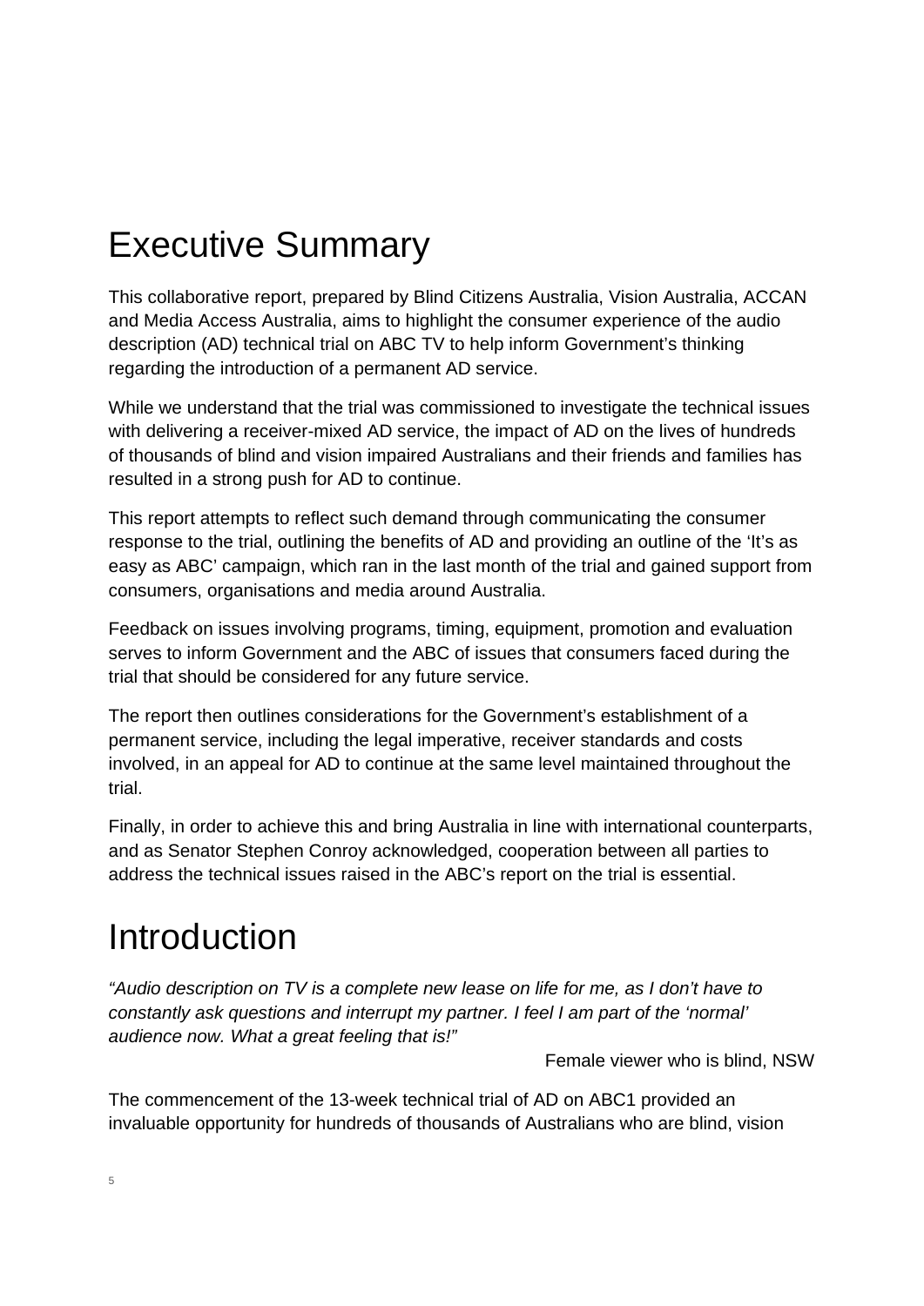# Executive Summary

This collaborative report, prepared by Blind Citizens Australia, Vision Australia, ACCAN and Media Access Australia, aims to highlight the consumer experience of the audio description (AD) technical trial on ABC TV to help inform Government's thinking regarding the introduction of a permanent AD service.

While we understand that the trial was commissioned to investigate the technical issues with delivering a receiver-mixed AD service, the impact of AD on the lives of hundreds of thousands of blind and vision impaired Australians and their friends and families has resulted in a strong push for AD to continue.

This report attempts to reflect such demand through communicating the consumer response to the trial, outlining the benefits of AD and providing an outline of the 'It's as easy as ABC' campaign, which ran in the last month of the trial and gained support from consumers, organisations and media around Australia.

Feedback on issues involving programs, timing, equipment, promotion and evaluation serves to inform Government and the ABC of issues that consumers faced during the trial that should be considered for any future service.

The report then outlines considerations for the Government's establishment of a permanent service, including the legal imperative, receiver standards and costs involved, in an appeal for AD to continue at the same level maintained throughout the trial.

Finally, in order to achieve this and bring Australia in line with international counterparts, and as Senator Stephen Conroy acknowledged, cooperation between all parties to address the technical issues raised in the ABC's report on the trial is essential.

# Introduction

*"Audio description on TV is a complete new lease on life for me, as I don't have to constantly ask questions and interrupt my partner. I feel I am part of the 'normal' audience now. What a great feeling that is!"*

Female viewer who is blind, NSW

The commencement of the 13-week technical trial of AD on ABC1 provided an invaluable opportunity for hundreds of thousands of Australians who are blind, vision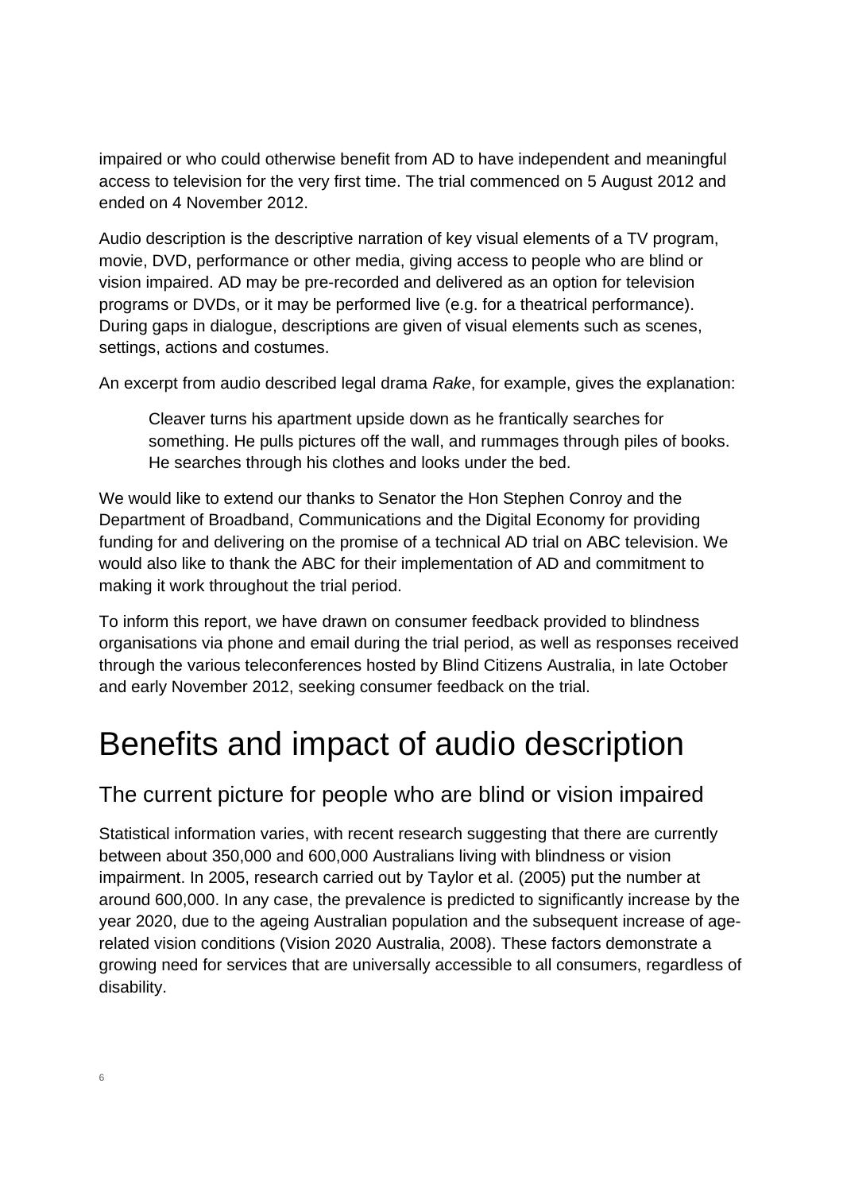impaired or who could otherwise benefit from AD to have independent and meaningful access to television for the very first time. The trial commenced on 5 August 2012 and ended on 4 November 2012.

Audio description is the descriptive narration of key visual elements of a TV program, movie, DVD, performance or other media, giving access to people who are blind or vision impaired. AD may be pre-recorded and delivered as an option for television programs or DVDs, or it may be performed live (e.g. for a theatrical performance). During gaps in dialogue, descriptions are given of visual elements such as scenes, settings, actions and costumes.

An excerpt from audio described legal drama *Rake*, for example, gives the explanation:

> Cleaver turns his apartment upside down as he frantically searches for something. He pulls pictures off the wall, and rummages through piles of books. He searches through his clothes and looks under the bed.

We would like to extend our thanks to Senator the Hon Stephen Conroy and the Department of Broadband, Communications and the Digital Economy for providing funding for and delivering on the promise of a technical AD trial on ABC television. We would also like to thank the ABC for their implementation of AD and commitment to making it work throughout the trial period.

To inform this report, we have drawn on consumer feedback provided to blindness organisations via phone and email during the trial period, as well as responses received through the various teleconferences hosted by Blind Citizens Australia, in late October and early November 2012, seeking consumer feedback on the trial.

# Benefits and impact of audio description

## The current picture for people who are blind or vision impaired

Statistical information varies, with recent research suggesting that there are currently between about 350,000 and 600,000 Australians living with blindness or vision impairment. In 2005, research carried out by Taylor et al. (2005) put the number at around 600,000. In any case, the prevalence is predicted to significantly increase by the year 2020, due to the ageing Australian population and the subsequent increase of age-related vision conditions (Vision 2020 Australia, 2008). These factors demonstrate a growing need for services that are universally accessible to all consumers, regardless of disability.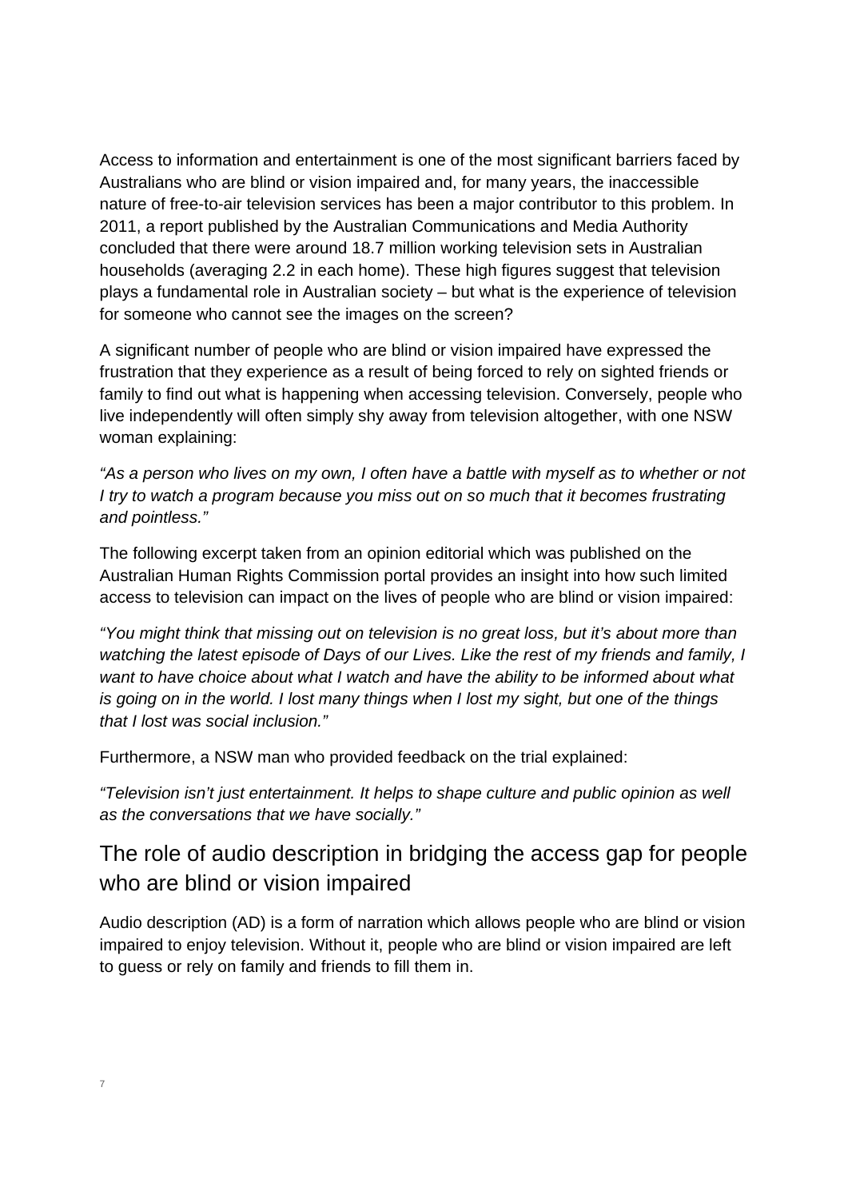Access to information and entertainment is one of the most significant barriers faced by Australians who are blind or vision impaired and, for many years, the inaccessible nature of free-to-air television services has been a major contributor to this problem. In 2011, a report published by the Australian Communications and Media Authority concluded that there were around 18.7 million working television sets in Australian households (averaging 2.2 in each home). These high figures suggest that television plays a fundamental role in Australian society – but what is the experience of television for someone who cannot see the images on the screen?

A significant number of people who are blind or vision impaired have expressed the frustration that they experience as a result of being forced to rely on sighted friends or family to find out what is happening when accessing television. Conversely, people who live independently will often simply shy away from television altogether, with one NSW woman explaining:

*"As a person who lives on my own, I often have a battle with myself as to whether or not I try to watch a program because you miss out on so much that it becomes frustrating and pointless."*

The following excerpt taken from an opinion editorial which was published on the Australian Human Rights Commission portal provides an insight into how such limited access to television can impact on the lives of people who are blind or vision impaired:

*"You might think that missing out on television is no great loss, but it's about more than watching the latest episode of Days of our Lives. Like the rest of my friends and family, I want to have choice about what I watch and have the ability to be informed about what is going on in the world. I lost many things when I lost my sight, but one of the things that I lost was social inclusion."*

Furthermore, a NSW man who provided feedback on the trial explained:

*"Television isn't just entertainment. It helps to shape culture and public opinion as well as the conversations that we have socially."*

## The role of audio description in bridging the access gap for people who are blind or vision impaired

Audio description (AD) is a form of narration which allows people who are blind or vision impaired to enjoy television. Without it, people who are blind or vision impaired are left to guess or rely on family and friends to fill them in.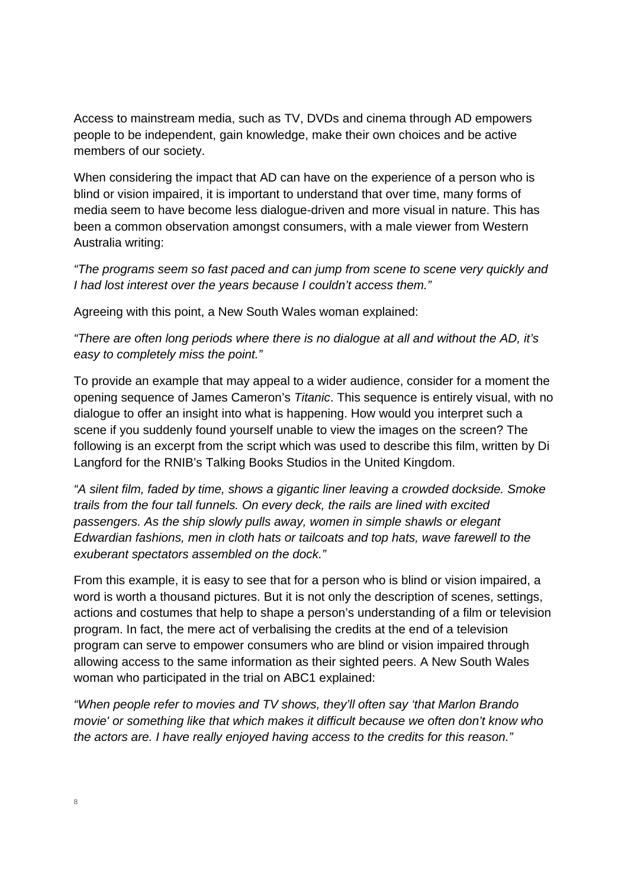Access to mainstream media, such as TV, DVDs and cinema through AD empowers people to be independent, gain knowledge, make their own choices and be active members of our society.

When considering the impact that AD can have on the experience of a person who is blind or vision impaired, it is important to understand that over time, many forms of media seem to have become less dialogue-driven and more visual in nature. This has been a common observation amongst consumers, with a male viewer from Western Australia writing:

*"The programs seem so fast paced and can jump from scene to scene very quickly and I had lost interest over the years because I couldn't access them."*

Agreeing with this point, a New South Wales woman explained:

*"There are often long periods where there is no dialogue at all and without the AD, it's easy to completely miss the point."*

To provide an example that may appeal to a wider audience, consider for a moment the opening sequence of James Cameron's *Titanic*. This sequence is entirely visual, with no dialogue to offer an insight into what is happening. How would you interpret such a scene if you suddenly found yourself unable to view the images on the screen? The following is an excerpt from the script which was used to describe this film, written by Di Langford for the RNIB's Talking Books Studios in the United Kingdom.

*"A silent film, faded by time, shows a gigantic liner leaving a crowded dockside. Smoke trails from the four tall funnels. On every deck, the rails are lined with excited passengers. As the ship slowly pulls away, women in simple shawls or elegant Edwardian fashions, men in cloth hats or tailcoats and top hats, wave farewell to the exuberant spectators assembled on the dock."*

From this example, it is easy to see that for a person who is blind or vision impaired, a word is worth a thousand pictures. But it is not only the description of scenes, settings, actions and costumes that help to shape a person's understanding of a film or television program. In fact, the mere act of verbalising the credits at the end of a television program can serve to empower consumers who are blind or vision impaired through allowing access to the same information as their sighted peers. A New South Wales woman who participated in the trial on ABC1 explained:

*"When people refer to movies and TV shows, they'll often say 'that Marlon Brando movie' or something like that which makes it difficult because we often don't know who the actors are. I have really enjoyed having access to the credits for this reason."*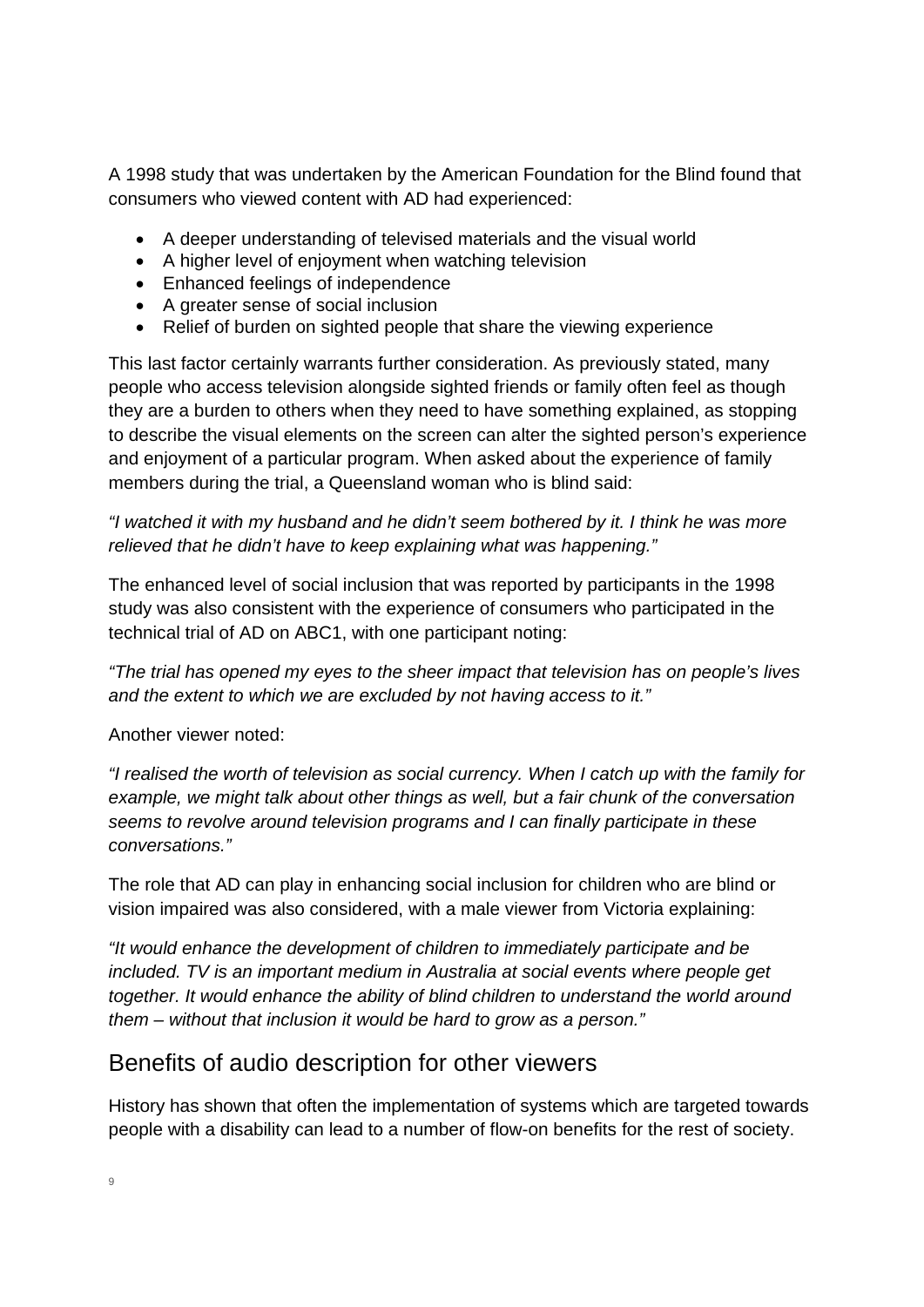A 1998 study that was undertaken by the American Foundation for the Blind found that consumers who viewed content with AD had experienced:

- A deeper understanding of televised materials and the visual world
- A higher level of enjoyment when watching television
- Enhanced feelings of independence
- A greater sense of social inclusion
- Relief of burden on sighted people that share the viewing experience

This last factor certainly warrants further consideration. As previously stated, many people who access television alongside sighted friends or family often feel as though they are a burden to others when they need to have something explained, as stopping to describe the visual elements on the screen can alter the sighted person's experience and enjoyment of a particular program. When asked about the experience of family members during the trial, a Queensland woman who is blind said:

*"I watched it with my husband and he didn't seem bothered by it. I think he was more relieved that he didn't have to keep explaining what was happening."*

The enhanced level of social inclusion that was reported by participants in the 1998 study was also consistent with the experience of consumers who participated in the technical trial of AD on ABC1, with one participant noting:

*"The trial has opened my eyes to the sheer impact that television has on people's lives and the extent to which we are excluded by not having access to it."*

Another viewer noted:

*"I realised the worth of television as social currency. When I catch up with the family for example, we might talk about other things as well, but a fair chunk of the conversation seems to revolve around television programs and I can finally participate in these conversations."*

The role that AD can play in enhancing social inclusion for children who are blind or vision impaired was also considered, with a male viewer from Victoria explaining:

*"It would enhance the development of children to immediately participate and be included. TV is an important medium in Australia at social events where people get together. It would enhance the ability of blind children to understand the world around them – without that inclusion it would be hard to grow as a person."*

## Benefits of audio description for other viewers

History has shown that often the implementation of systems which are targeted towards people with a disability can lead to a number of flow-on benefits for the rest of society.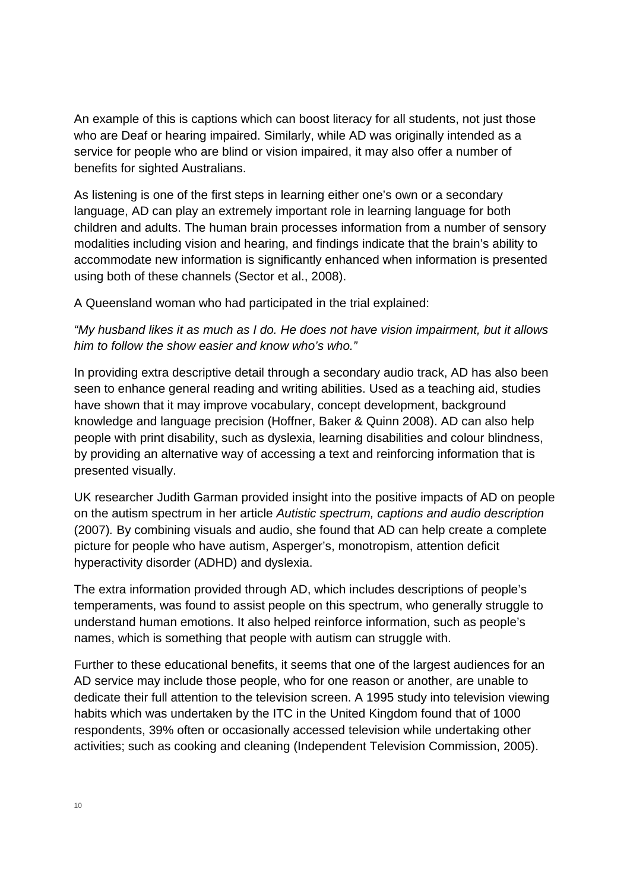An example of this is captions which can boost literacy for all students, not just those who are Deaf or hearing impaired. Similarly, while AD was originally intended as a service for people who are blind or vision impaired, it may also offer a number of benefits for sighted Australians.

As listening is one of the first steps in learning either one's own or a secondary language, AD can play an extremely important role in learning language for both children and adults. The human brain processes information from a number of sensory modalities including vision and hearing, and findings indicate that the brain's ability to accommodate new information is significantly enhanced when information is presented using both of these channels (Sector et al., 2008).

A Queensland woman who had participated in the trial explained:

*"My husband likes it as much as I do. He does not have vision impairment, but it allows him to follow the show easier and know who's who."*

In providing extra descriptive detail through a secondary audio track, AD has also been seen to enhance general reading and writing abilities. Used as a teaching aid, studies have shown that it may improve vocabulary, concept development, background knowledge and language precision (Hoffner, Baker & Quinn 2008). AD can also help people with print disability, such as dyslexia, learning disabilities and colour blindness, by providing an alternative way of accessing a text and reinforcing information that is presented visually.

UK researcher Judith Garman provided insight into the positive impacts of AD on people on the autism spectrum in her article *Autistic spectrum, captions and audio description* (2007). By combining visuals and audio, she found that AD can help create a complete picture for people who have autism, Asperger's, monotropism, attention deficit hyperactivity disorder (ADHD) and dyslexia.

The extra information provided through AD, which includes descriptions of people's temperaments, was found to assist people on this spectrum, who generally struggle to understand human emotions. It also helped reinforce information, such as people's names, which is something that people with autism can struggle with.

Further to these educational benefits, it seems that one of the largest audiences for an AD service may include those people, who for one reason or another, are unable to dedicate their full attention to the television screen. A 1995 study into television viewing habits which was undertaken by the ITC in the United Kingdom found that of 1000 respondents, 39% often or occasionally accessed television while undertaking other activities; such as cooking and cleaning (Independent Television Commission, 2005).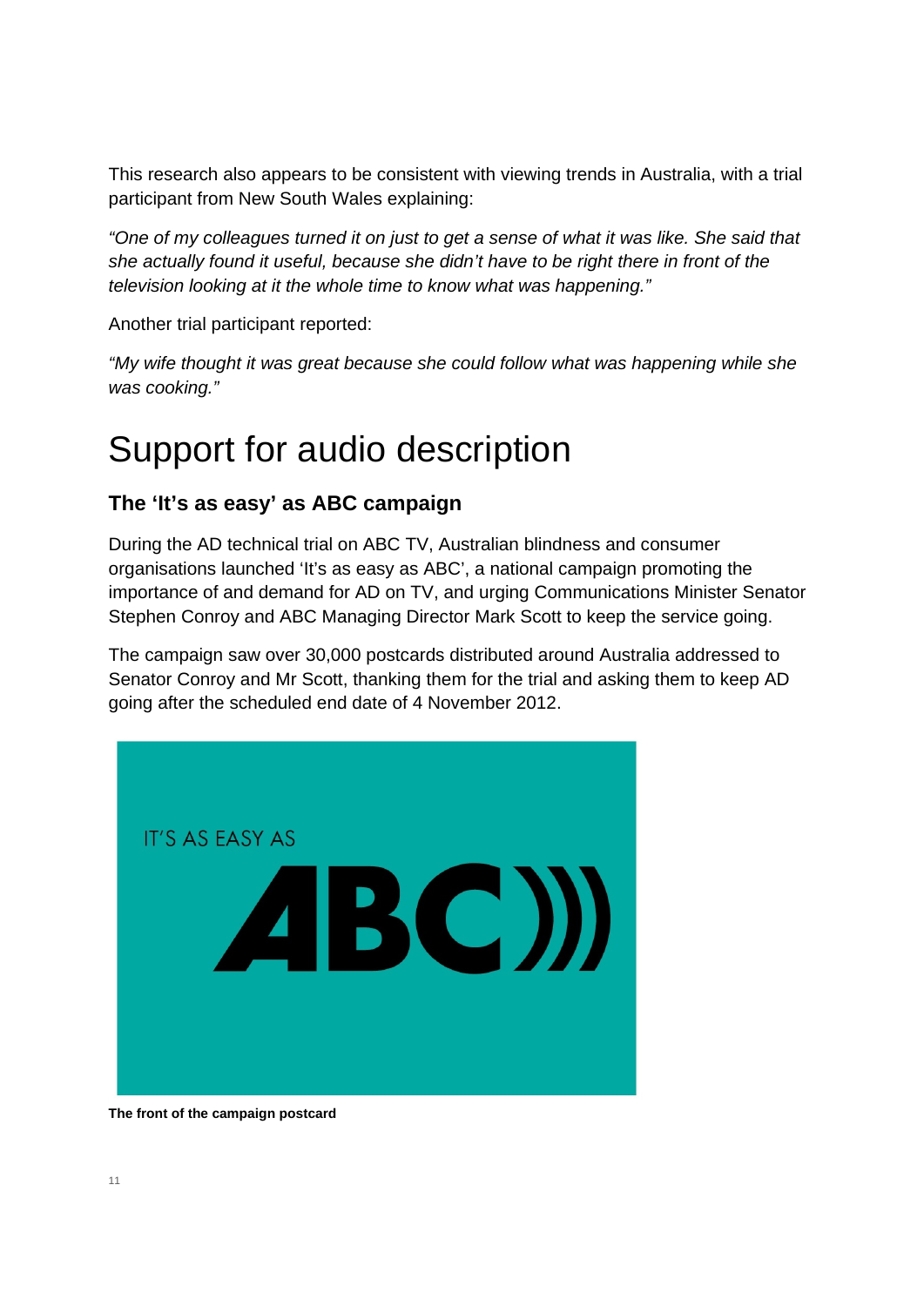This research also appears to be consistent with viewing trends in Australia, with a trial participant from New South Wales explaining:

*"One of my colleagues turned it on just to get a sense of what it was like. She said that she actually found it useful, because she didn't have to be right there in front of the television looking at it the whole time to know what was happening."*

Another trial participant reported:

*"My wife thought it was great because she could follow what was happening while she was cooking."*

# Support for audio description

### The 'It's as easy' as ABC campaign

During the AD technical trial on ABC TV, Australian blindness and consumer organisations launched 'It's as easy as ABC', a national campaign promoting the importance of and demand for AD on TV, and urging Communications Minister Senator Stephen Conroy and ABC Managing Director Mark Scott to keep the service going.

The campaign saw over 30,000 postcards distributed around Australia addressed to Senator Conroy and Mr Scott, thanking them for the trial and asking them to keep AD going after the scheduled end date of 4 November 2012.

IT'S AS EASY AS

ABC)))

**The front of the campaign postcard**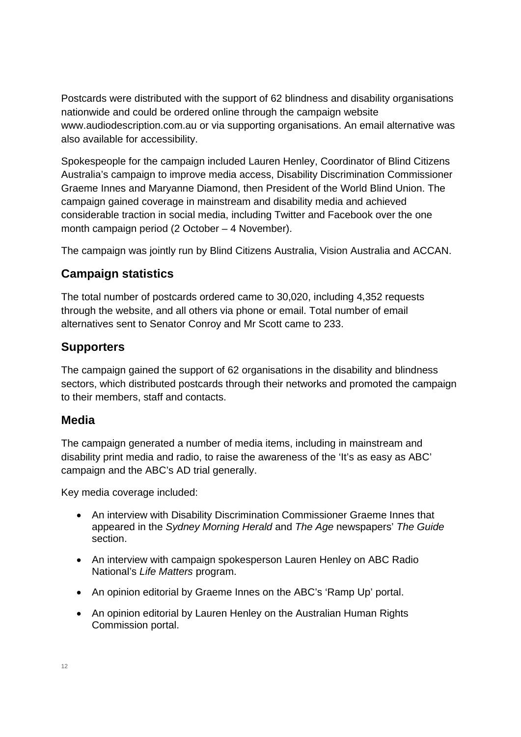Postcards were distributed with the support of 62 blindness and disability organisations nationwide and could be ordered online through the campaign website www.audiodescription.com.au or via supporting organisations. An email alternative was also available for accessibility.

Spokespeople for the campaign included Lauren Henley, Coordinator of Blind Citizens Australia's campaign to improve media access, Disability Discrimination Commissioner Graeme Innes and Maryanne Diamond, then President of the World Blind Union. The campaign gained coverage in mainstream and disability media and achieved considerable traction in social media, including Twitter and Facebook over the one month campaign period (2 October – 4 November).

The campaign was jointly run by Blind Citizens Australia, Vision Australia and ACCAN.

## Campaign statistics

The total number of postcards ordered came to 30,020, including 4,352 requests through the website, and all others via phone or email. Total number of email alternatives sent to Senator Conroy and Mr Scott came to 233.

## Supporters

The campaign gained the support of 62 organisations in the disability and blindness sectors, which distributed postcards through their networks and promoted the campaign to their members, staff and contacts.

## Media

The campaign generated a number of media items, including in mainstream and disability print media and radio, to raise the awareness of the 'It's as easy as ABC' campaign and the ABC's AD trial generally.

Key media coverage included:

- An interview with Disability Discrimination Commissioner Graeme Innes that appeared in the *Sydney Morning Herald* and *The Age* newspapers' *The Guide* section.
- An interview with campaign spokesperson Lauren Henley on ABC Radio National's *Life Matters* program.
- An opinion editorial by Graeme Innes on the ABC's 'Ramp Up' portal.
- An opinion editorial by Lauren Henley on the Australian Human Rights Commission portal.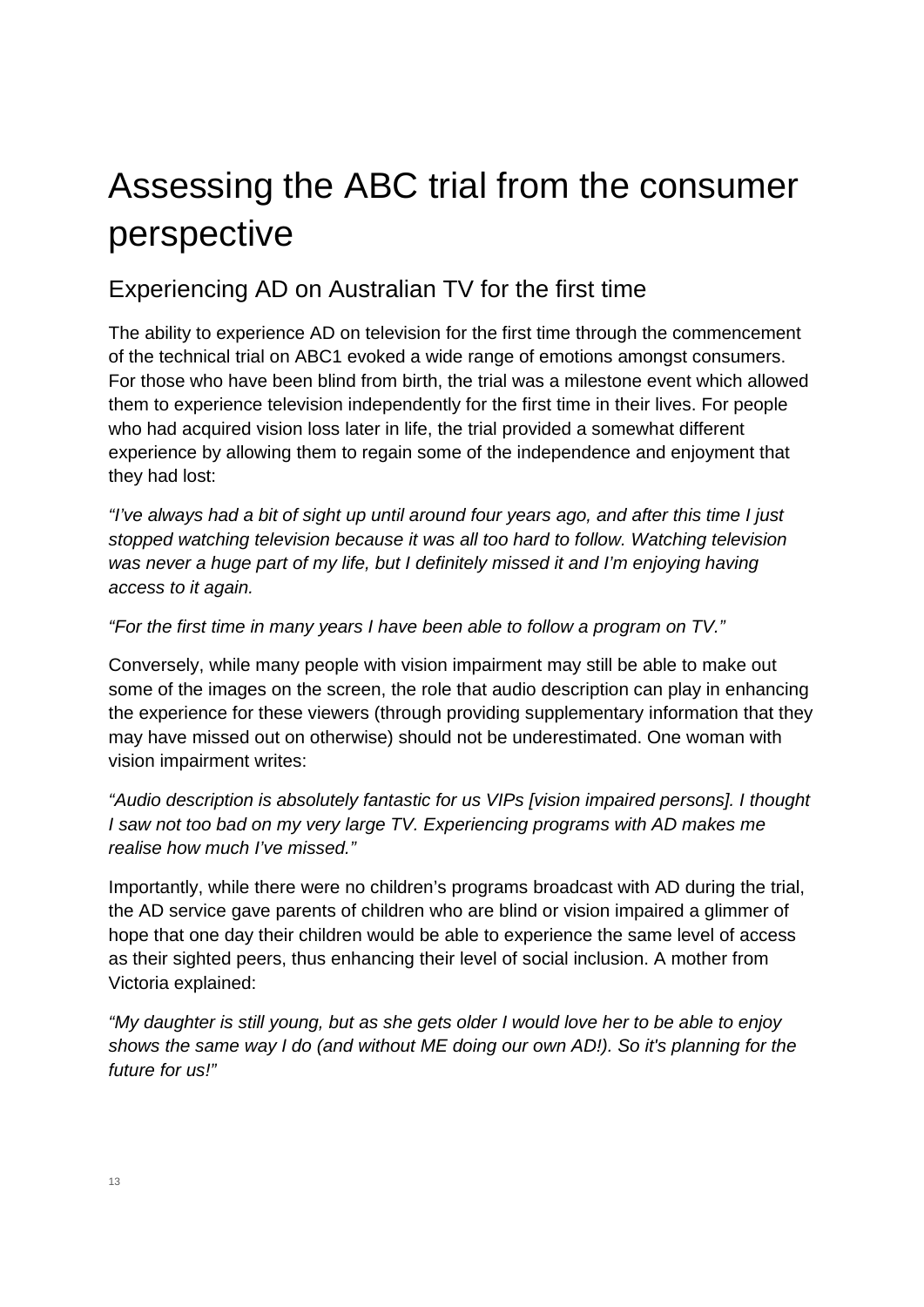# Assessing the ABC trial from the consumer perspective

## Experiencing AD on Australian TV for the first time

The ability to experience AD on television for the first time through the commencement of the technical trial on ABC1 evoked a wide range of emotions amongst consumers. For those who have been blind from birth, the trial was a milestone event which allowed them to experience television independently for the first time in their lives. For people who had acquired vision loss later in life, the trial provided a somewhat different experience by allowing them to regain some of the independence and enjoyment that they had lost:

*"I've always had a bit of sight up until around four years ago, and after this time I just stopped watching television because it was all too hard to follow. Watching television was never a huge part of my life, but I definitely missed it and I'm enjoying having access to it again.*

*"For the first time in many years I have been able to follow a program on TV."*

Conversely, while many people with vision impairment may still be able to make out some of the images on the screen, the role that audio description can play in enhancing the experience for these viewers (through providing supplementary information that they may have missed out on otherwise) should not be underestimated. One woman with vision impairment writes:

*"Audio description is absolutely fantastic for us VIPs [vision impaired persons]. I thought I saw not too bad on my very large TV. Experiencing programs with AD makes me realise how much I've missed."*

Importantly, while there were no children's programs broadcast with AD during the trial, the AD service gave parents of children who are blind or vision impaired a glimmer of hope that one day their children would be able to experience the same level of access as their sighted peers, thus enhancing their level of social inclusion. A mother from Victoria explained:

*"My daughter is still young, but as she gets older I would love her to be able to enjoy shows the same way I do (and without ME doing our own AD!). So it's planning for the future for us!"*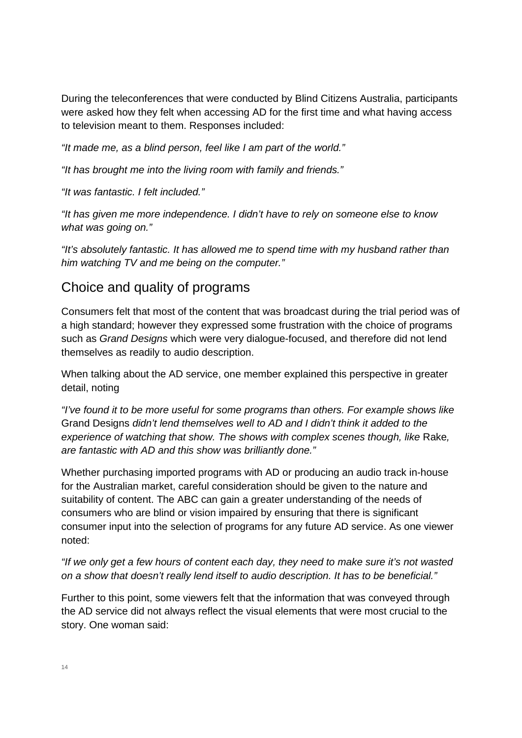During the teleconferences that were conducted by Blind Citizens Australia, participants were asked how they felt when accessing AD for the first time and what having access to television meant to them. Responses included:

*“It made me, as a blind person, feel like I am part of the world.”*

*“It has brought me into the living room with family and friends.”*

*“It was fantastic. I felt included.”*

*“It has given me more independence. I didn’t have to rely on someone else to know what was going on.”*

*“It’s absolutely fantastic. It has allowed me to spend time with my husband rather than him watching TV and me being on the computer.”*

## Choice and quality of programs

Consumers felt that most of the content that was broadcast during the trial period was of a high standard; however they expressed some frustration with the choice of programs such as *Grand Designs* which were very dialogue-focused, and therefore did not lend themselves as readily to audio description.

When talking about the AD service, one member explained this perspective in greater detail, noting

*“I’ve found it to be more useful for some programs than others. For example shows like* Grand Designs *didn’t lend themselves well to AD and I didn’t think it added to the experience of watching that show. The shows with complex scenes though, like* Rake*, are fantastic with AD and this show was brilliantly done.”*

Whether purchasing imported programs with AD or producing an audio track in-house for the Australian market, careful consideration should be given to the nature and suitability of content. The ABC can gain a greater understanding of the needs of consumers who are blind or vision impaired by ensuring that there is significant consumer input into the selection of programs for any future AD service. As one viewer noted:

*“If we only get a few hours of content each day, they need to make sure it’s not wasted on a show that doesn’t really lend itself to audio description. It has to be beneficial.”*

Further to this point, some viewers felt that the information that was conveyed through the AD service did not always reflect the visual elements that were most crucial to the story. One woman said: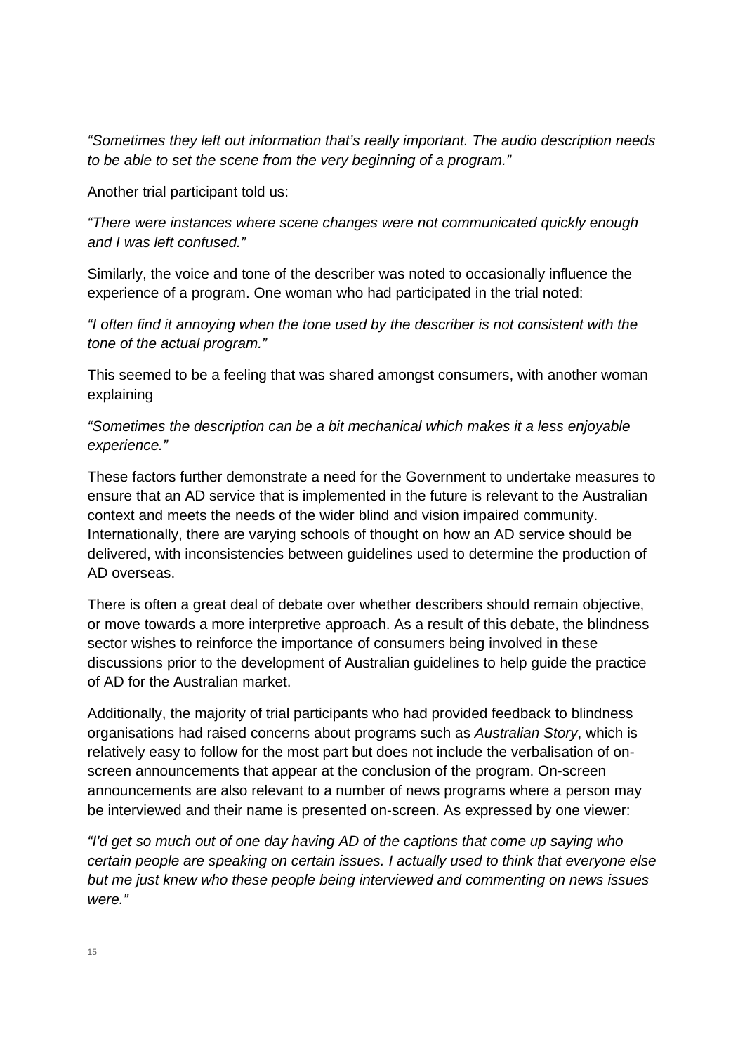*"Sometimes they left out information that's really important. The audio description needs to be able to set the scene from the very beginning of a program."*

Another trial participant told us:

*"There were instances where scene changes were not communicated quickly enough and I was left confused."*

Similarly, the voice and tone of the describer was noted to occasionally influence the experience of a program. One woman who had participated in the trial noted:

*"I often find it annoying when the tone used by the describer is not consistent with the tone of the actual program."*

This seemed to be a feeling that was shared amongst consumers, with another woman explaining

*"Sometimes the description can be a bit mechanical which makes it a less enjoyable experience."*

These factors further demonstrate a need for the Government to undertake measures to ensure that an AD service that is implemented in the future is relevant to the Australian context and meets the needs of the wider blind and vision impaired community. Internationally, there are varying schools of thought on how an AD service should be delivered, with inconsistencies between guidelines used to determine the production of AD overseas.

There is often a great deal of debate over whether describers should remain objective, or move towards a more interpretive approach. As a result of this debate, the blindness sector wishes to reinforce the importance of consumers being involved in these discussions prior to the development of Australian guidelines to help guide the practice of AD for the Australian market.

Additionally, the majority of trial participants who had provided feedback to blindness organisations had raised concerns about programs such as *Australian Story*, which is relatively easy to follow for the most part but does not include the verbalisation of on-screen announcements that appear at the conclusion of the program. On-screen announcements are also relevant to a number of news programs where a person may be interviewed and their name is presented on-screen. As expressed by one viewer:

*"I'd get so much out of one day having AD of the captions that come up saying who certain people are speaking on certain issues. I actually used to think that everyone else but me just knew who these people being interviewed and commenting on news issues were."*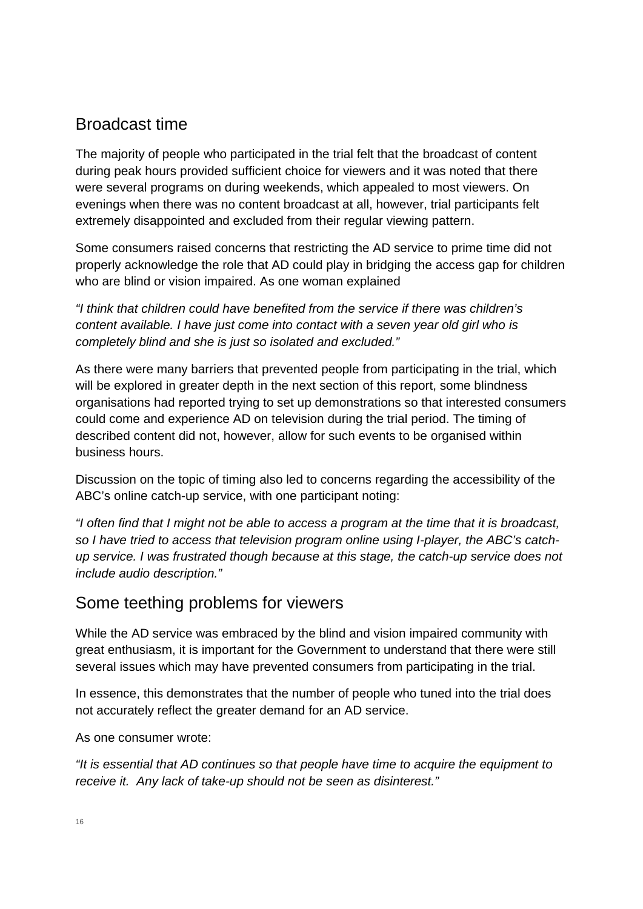## Broadcast time

The majority of people who participated in the trial felt that the broadcast of content during peak hours provided sufficient choice for viewers and it was noted that there were several programs on during weekends, which appealed to most viewers. On evenings when there was no content broadcast at all, however, trial participants felt extremely disappointed and excluded from their regular viewing pattern.

Some consumers raised concerns that restricting the AD service to prime time did not properly acknowledge the role that AD could play in bridging the access gap for children who are blind or vision impaired. As one woman explained

*“I think that children could have benefited from the service if there was children’s content available. I have just come into contact with a seven year old girl who is completely blind and she is just so isolated and excluded.”*

As there were many barriers that prevented people from participating in the trial, which will be explored in greater depth in the next section of this report, some blindness organisations had reported trying to set up demonstrations so that interested consumers could come and experience AD on television during the trial period. The timing of described content did not, however, allow for such events to be organised within business hours.

Discussion on the topic of timing also led to concerns regarding the accessibility of the ABC’s online catch-up service, with one participant noting:

*“I often find that I might not be able to access a program at the time that it is broadcast, so I have tried to access that television program online using I-player, the ABC’s catch-up service. I was frustrated though because at this stage, the catch-up service does not include audio description.”*

## Some teething problems for viewers

While the AD service was embraced by the blind and vision impaired community with great enthusiasm, it is important for the Government to understand that there were still several issues which may have prevented consumers from participating in the trial.

In essence, this demonstrates that the number of people who tuned into the trial does not accurately reflect the greater demand for an AD service.

As one consumer wrote:

*“It is essential that AD continues so that people have time to acquire the equipment to receive it. Any lack of take-up should not be seen as disinterest.”*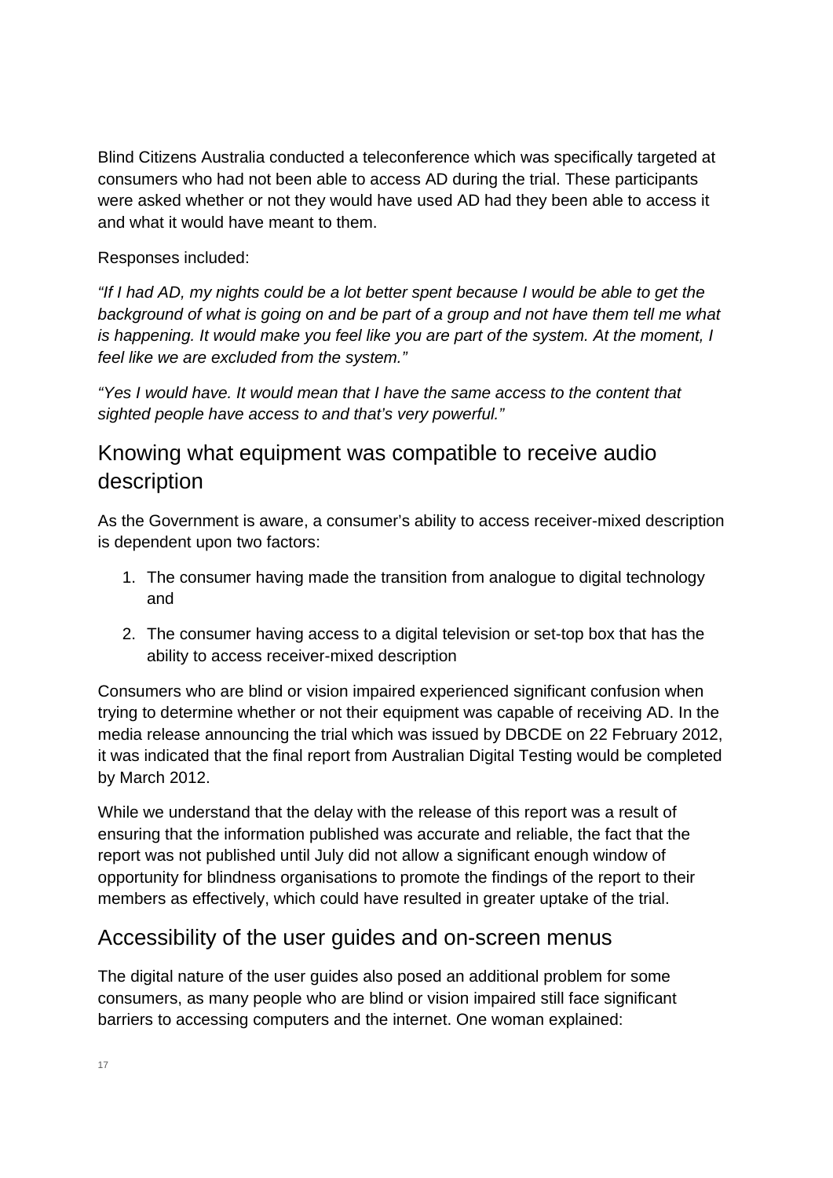Blind Citizens Australia conducted a teleconference which was specifically targeted at consumers who had not been able to access AD during the trial. These participants were asked whether or not they would have used AD had they been able to access it and what it would have meant to them.

Responses included:

*“If I had AD, my nights could be a lot better spent because I would be able to get the background of what is going on and be part of a group and not have them tell me what is happening. It would make you feel like you are part of the system. At the moment, I feel like we are excluded from the system.”*

*“Yes I would have. It would mean that I have the same access to the content that sighted people have access to and that’s very powerful.”*

## Knowing what equipment was compatible to receive audio description

As the Government is aware, a consumer’s ability to access receiver-mixed description is dependent upon two factors:

1. The consumer having made the transition from analogue to digital technology and
2. The consumer having access to a digital television or set-top box that has the ability to access receiver-mixed description

Consumers who are blind or vision impaired experienced significant confusion when trying to determine whether or not their equipment was capable of receiving AD. In the media release announcing the trial which was issued by DBCDE on 22 February 2012, it was indicated that the final report from Australian Digital Testing would be completed by March 2012.

While we understand that the delay with the release of this report was a result of ensuring that the information published was accurate and reliable, the fact that the report was not published until July did not allow a significant enough window of opportunity for blindness organisations to promote the findings of the report to their members as effectively, which could have resulted in greater uptake of the trial.

## Accessibility of the user guides and on-screen menus

The digital nature of the user guides also posed an additional problem for some consumers, as many people who are blind or vision impaired still face significant barriers to accessing computers and the internet. One woman explained: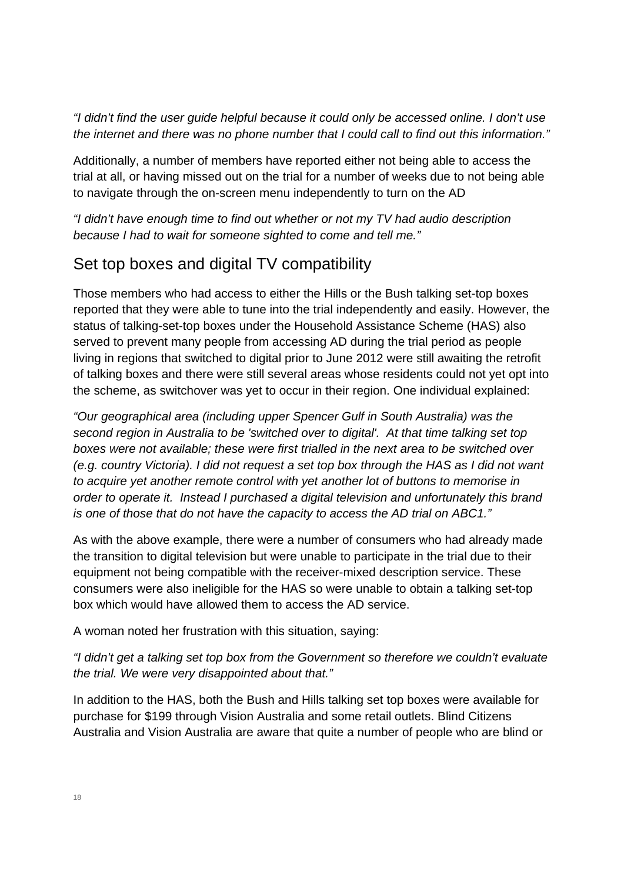*"I didn't find the user guide helpful because it could only be accessed online. I don't use the internet and there was no phone number that I could call to find out this information."*

Additionally, a number of members have reported either not being able to access the trial at all, or having missed out on the trial for a number of weeks due to not being able to navigate through the on-screen menu independently to turn on the AD

*"I didn't have enough time to find out whether or not my TV had audio description because I had to wait for someone sighted to come and tell me."*

## Set top boxes and digital TV compatibility

Those members who had access to either the Hills or the Bush talking set-top boxes reported that they were able to tune into the trial independently and easily. However, the status of talking-set-top boxes under the Household Assistance Scheme (HAS) also served to prevent many people from accessing AD during the trial period as people living in regions that switched to digital prior to June 2012 were still awaiting the retrofit of talking boxes and there were still several areas whose residents could not yet opt into the scheme, as switchover was yet to occur in their region. One individual explained:

*"Our geographical area (including upper Spencer Gulf in South Australia) was the second region in Australia to be 'switched over to digital'. At that time talking set top boxes were not available; these were first trialled in the next area to be switched over (e.g. country Victoria). I did not request a set top box through the HAS as I did not want to acquire yet another remote control with yet another lot of buttons to memorise in order to operate it. Instead I purchased a digital television and unfortunately this brand is one of those that do not have the capacity to access the AD trial on ABC1."*

As with the above example, there were a number of consumers who had already made the transition to digital television but were unable to participate in the trial due to their equipment not being compatible with the receiver-mixed description service. These consumers were also ineligible for the HAS so were unable to obtain a talking set-top box which would have allowed them to access the AD service.

A woman noted her frustration with this situation, saying:

*"I didn't get a talking set top box from the Government so therefore we couldn't evaluate the trial. We were very disappointed about that."*

In addition to the HAS, both the Bush and Hills talking set top boxes were available for purchase for $199 through Vision Australia and some retail outlets. Blind Citizens Australia and Vision Australia are aware that quite a number of people who are blind or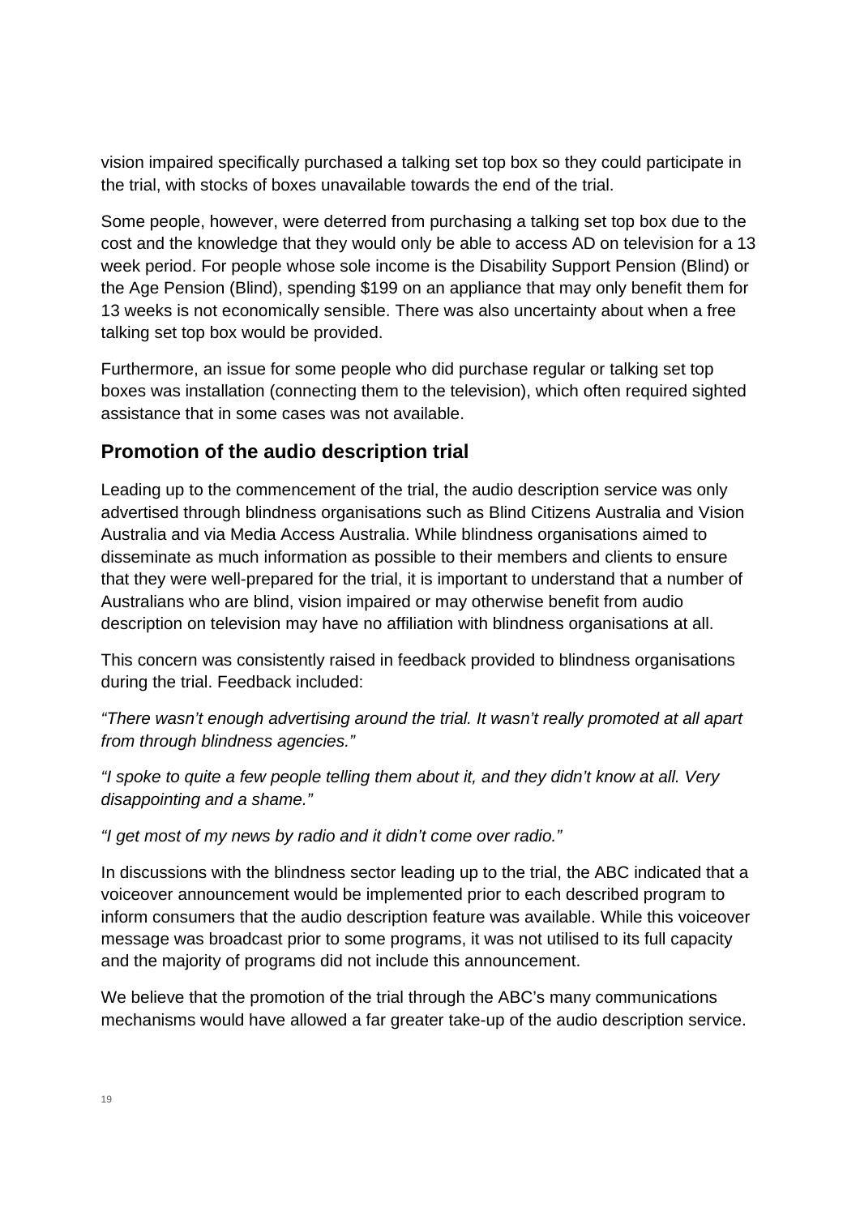vision impaired specifically purchased a talking set top box so they could participate in the trial, with stocks of boxes unavailable towards the end of the trial.

Some people, however, were deterred from purchasing a talking set top box due to the cost and the knowledge that they would only be able to access AD on television for a 13 week period. For people whose sole income is the Disability Support Pension (Blind) or the Age Pension (Blind), spending $199 on an appliance that may only benefit them for 13 weeks is not economically sensible. There was also uncertainty about when a free talking set top box would be provided.

Furthermore, an issue for some people who did purchase regular or talking set top boxes was installation (connecting them to the television), which often required sighted assistance that in some cases was not available.

## Promotion of the audio description trial

Leading up to the commencement of the trial, the audio description service was only advertised through blindness organisations such as Blind Citizens Australia and Vision Australia and via Media Access Australia. While blindness organisations aimed to disseminate as much information as possible to their members and clients to ensure that they were well-prepared for the trial, it is important to understand that a number of Australians who are blind, vision impaired or may otherwise benefit from audio description on television may have no affiliation with blindness organisations at all.

This concern was consistently raised in feedback provided to blindness organisations during the trial. Feedback included:

*"There wasn't enough advertising around the trial. It wasn't really promoted at all apart from through blindness agencies."*

*"I spoke to quite a few people telling them about it, and they didn't know at all. Very disappointing and a shame."*

*"I get most of my news by radio and it didn't come over radio."*

In discussions with the blindness sector leading up to the trial, the ABC indicated that a voiceover announcement would be implemented prior to each described program to inform consumers that the audio description feature was available. While this voiceover message was broadcast prior to some programs, it was not utilised to its full capacity and the majority of programs did not include this announcement.

We believe that the promotion of the trial through the ABC's many communications mechanisms would have allowed a far greater take-up of the audio description service.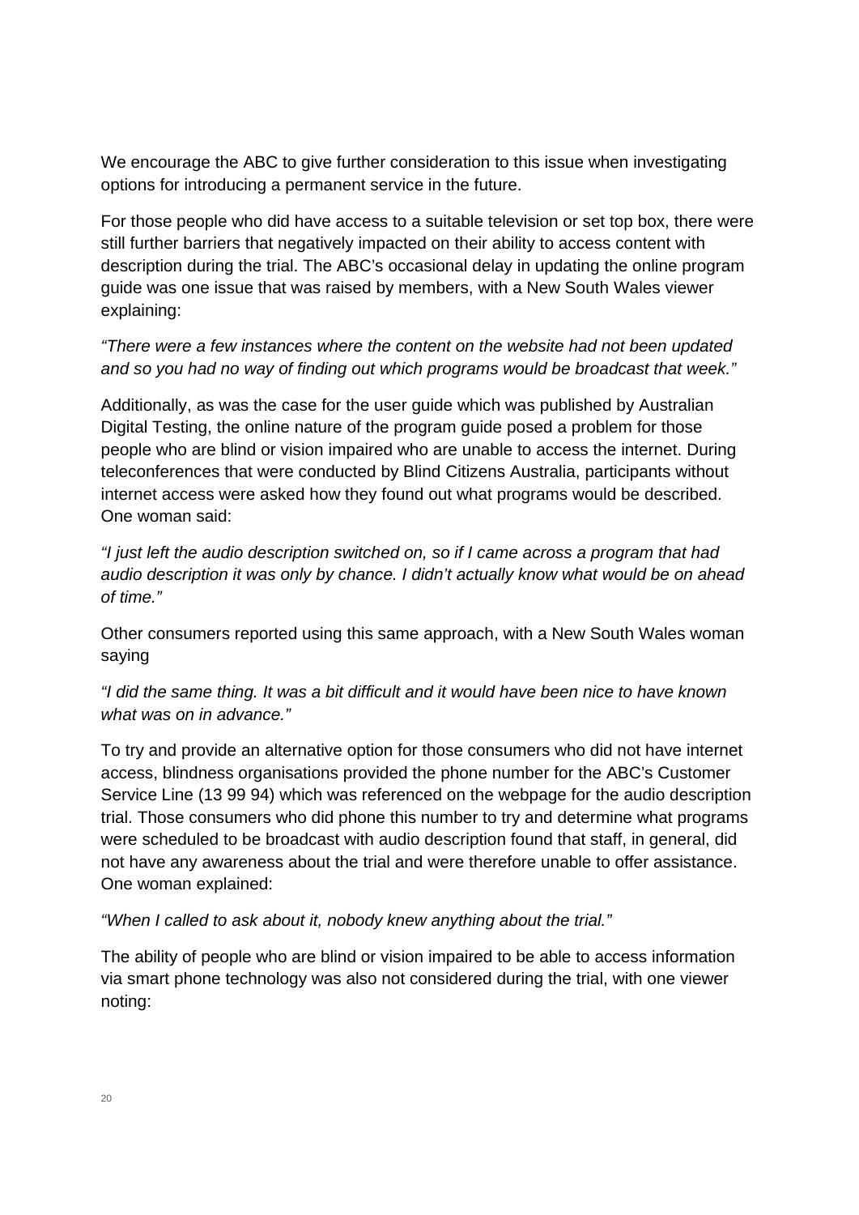We encourage the ABC to give further consideration to this issue when investigating options for introducing a permanent service in the future.

For those people who did have access to a suitable television or set top box, there were still further barriers that negatively impacted on their ability to access content with description during the trial. The ABC's occasional delay in updating the online program guide was one issue that was raised by members, with a New South Wales viewer explaining:

*"There were a few instances where the content on the website had not been updated and so you had no way of finding out which programs would be broadcast that week."*

Additionally, as was the case for the user guide which was published by Australian Digital Testing, the online nature of the program guide posed a problem for those people who are blind or vision impaired who are unable to access the internet. During teleconferences that were conducted by Blind Citizens Australia, participants without internet access were asked how they found out what programs would be described. One woman said:

*"I just left the audio description switched on, so if I came across a program that had audio description it was only by chance. I didn't actually know what would be on ahead of time."*

Other consumers reported using this same approach, with a New South Wales woman saying

*"I did the same thing. It was a bit difficult and it would have been nice to have known what was on in advance."*

To try and provide an alternative option for those consumers who did not have internet access, blindness organisations provided the phone number for the ABC's Customer Service Line (13 99 94) which was referenced on the webpage for the audio description trial. Those consumers who did phone this number to try and determine what programs were scheduled to be broadcast with audio description found that staff, in general, did not have any awareness about the trial and were therefore unable to offer assistance. One woman explained:

*"When I called to ask about it, nobody knew anything about the trial."*

The ability of people who are blind or vision impaired to be able to access information via smart phone technology was also not considered during the trial, with one viewer noting: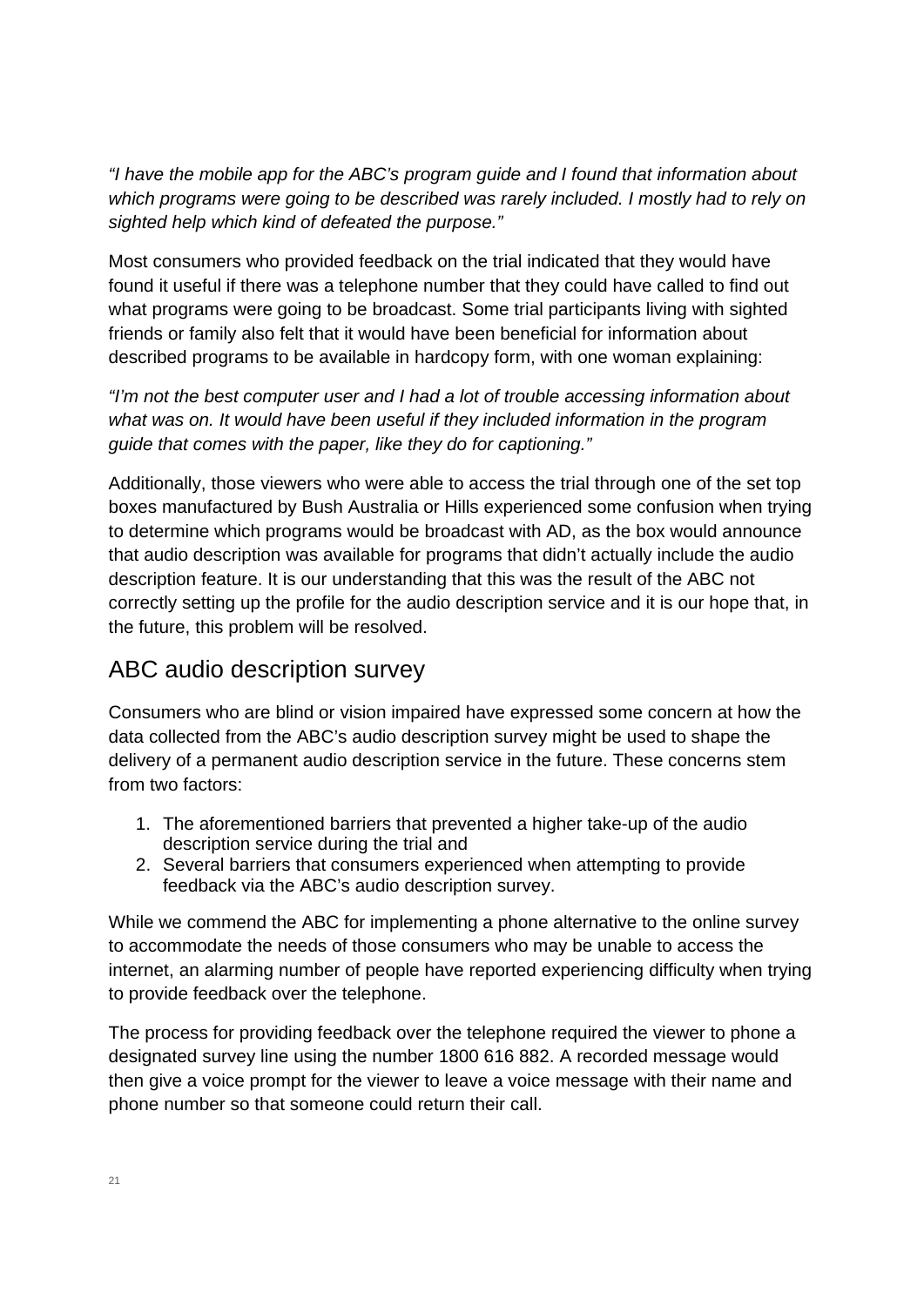*"I have the mobile app for the ABC's program guide and I found that information about which programs were going to be described was rarely included. I mostly had to rely on sighted help which kind of defeated the purpose."*

Most consumers who provided feedback on the trial indicated that they would have found it useful if there was a telephone number that they could have called to find out what programs were going to be broadcast. Some trial participants living with sighted friends or family also felt that it would have been beneficial for information about described programs to be available in hardcopy form, with one woman explaining:

*"I'm not the best computer user and I had a lot of trouble accessing information about what was on. It would have been useful if they included information in the program guide that comes with the paper, like they do for captioning."*

Additionally, those viewers who were able to access the trial through one of the set top boxes manufactured by Bush Australia or Hills experienced some confusion when trying to determine which programs would be broadcast with AD, as the box would announce that audio description was available for programs that didn't actually include the audio description feature. It is our understanding that this was the result of the ABC not correctly setting up the profile for the audio description service and it is our hope that, in the future, this problem will be resolved.

## ABC audio description survey

Consumers who are blind or vision impaired have expressed some concern at how the data collected from the ABC's audio description survey might be used to shape the delivery of a permanent audio description service in the future. These concerns stem from two factors:

1. The aforementioned barriers that prevented a higher take-up of the audio description service during the trial and
2. Several barriers that consumers experienced when attempting to provide feedback via the ABC's audio description survey.

While we commend the ABC for implementing a phone alternative to the online survey to accommodate the needs of those consumers who may be unable to access the internet, an alarming number of people have reported experiencing difficulty when trying to provide feedback over the telephone.

The process for providing feedback over the telephone required the viewer to phone a designated survey line using the number 1800 616 882. A recorded message would then give a voice prompt for the viewer to leave a voice message with their name and phone number so that someone could return their call.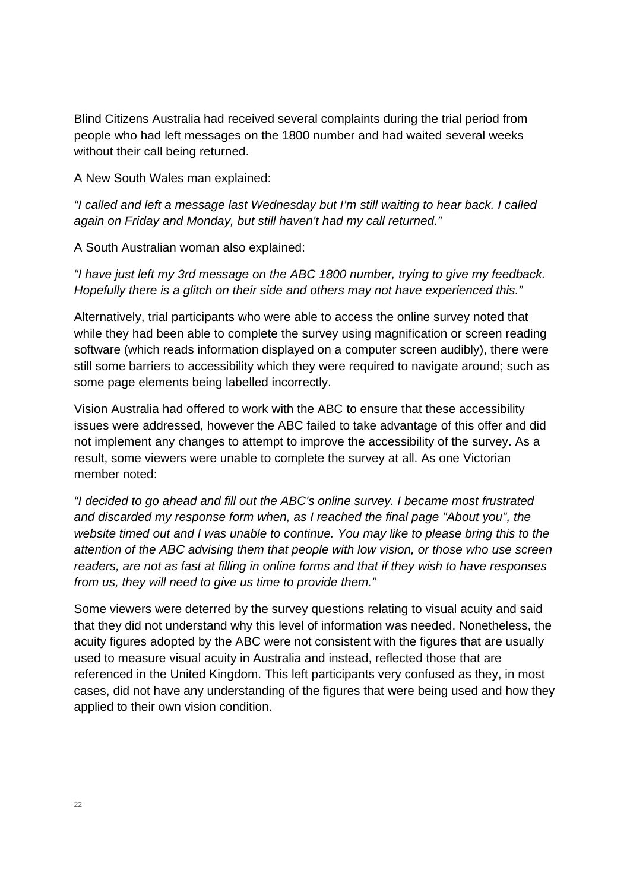Blind Citizens Australia had received several complaints during the trial period from people who had left messages on the 1800 number and had waited several weeks without their call being returned.

A New South Wales man explained:

*"I called and left a message last Wednesday but I'm still waiting to hear back. I called again on Friday and Monday, but still haven't had my call returned."*

A South Australian woman also explained:

*"I have just left my 3rd message on the ABC 1800 number, trying to give my feedback. Hopefully there is a glitch on their side and others may not have experienced this."*

Alternatively, trial participants who were able to access the online survey noted that while they had been able to complete the survey using magnification or screen reading software (which reads information displayed on a computer screen audibly), there were still some barriers to accessibility which they were required to navigate around; such as some page elements being labelled incorrectly.

Vision Australia had offered to work with the ABC to ensure that these accessibility issues were addressed, however the ABC failed to take advantage of this offer and did not implement any changes to attempt to improve the accessibility of the survey. As a result, some viewers were unable to complete the survey at all. As one Victorian member noted:

*"I decided to go ahead and fill out the ABC's online survey. I became most frustrated and discarded my response form when, as I reached the final page "About you", the website timed out and I was unable to continue. You may like to please bring this to the attention of the ABC advising them that people with low vision, or those who use screen readers, are not as fast at filling in online forms and that if they wish to have responses from us, they will need to give us time to provide them."*

Some viewers were deterred by the survey questions relating to visual acuity and said that they did not understand why this level of information was needed. Nonetheless, the acuity figures adopted by the ABC were not consistent with the figures that are usually used to measure visual acuity in Australia and instead, reflected those that are referenced in the United Kingdom. This left participants very confused as they, in most cases, did not have any understanding of the figures that were being used and how they applied to their own vision condition.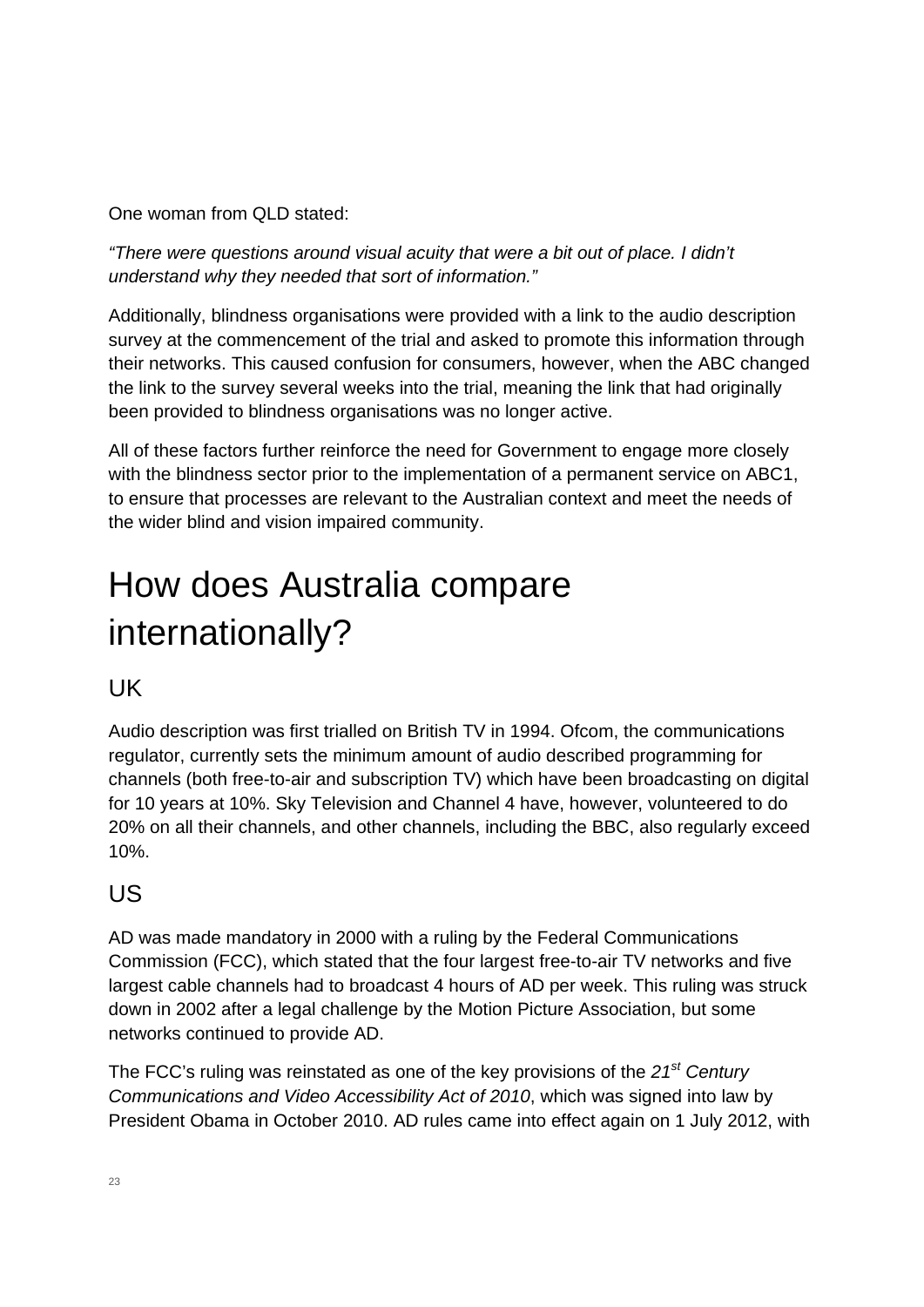One woman from QLD stated:

*"There were questions around visual acuity that were a bit out of place. I didn't understand why they needed that sort of information."*

Additionally, blindness organisations were provided with a link to the audio description survey at the commencement of the trial and asked to promote this information through their networks. This caused confusion for consumers, however, when the ABC changed the link to the survey several weeks into the trial, meaning the link that had originally been provided to blindness organisations was no longer active.

All of these factors further reinforce the need for Government to engage more closely with the blindness sector prior to the implementation of a permanent service on ABC1, to ensure that processes are relevant to the Australian context and meet the needs of the wider blind and vision impaired community.

# How does Australia compare internationally?

## UK

Audio description was first trialled on British TV in 1994. Ofcom, the communications regulator, currently sets the minimum amount of audio described programming for channels (both free-to-air and subscription TV) which have been broadcasting on digital for 10 years at 10%. Sky Television and Channel 4 have, however, volunteered to do 20% on all their channels, and other channels, including the BBC, also regularly exceed 10%.

## US

AD was made mandatory in 2000 with a ruling by the Federal Communications Commission (FCC), which stated that the four largest free-to-air TV networks and five largest cable channels had to broadcast 4 hours of AD per week. This ruling was struck down in 2002 after a legal challenge by the Motion Picture Association, but some networks continued to provide AD.

The FCC's ruling was reinstated as one of the key provisions of the *21st Century Communications and Video Accessibility Act of 2010*, which was signed into law by President Obama in October 2010. AD rules came into effect again on 1 July 2012, with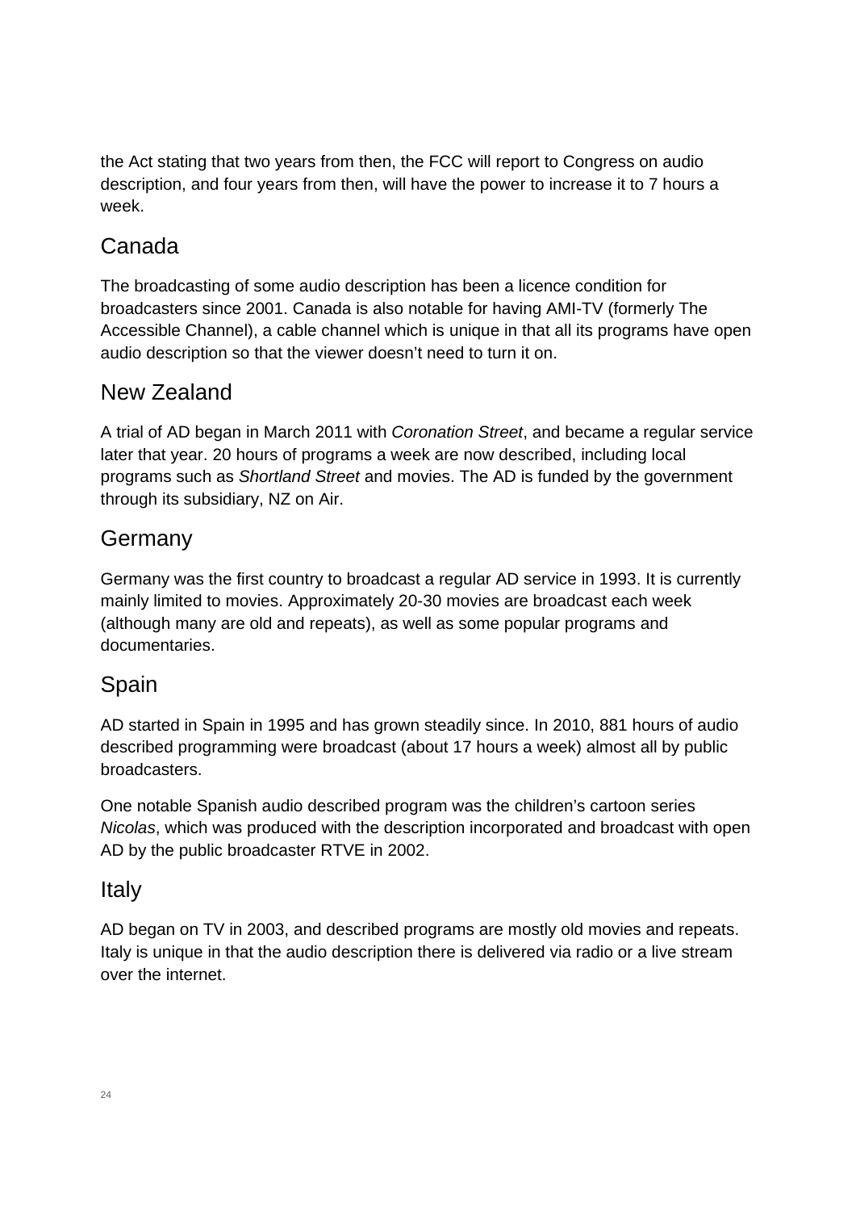the Act stating that two years from then, the FCC will report to Congress on audio description, and four years from then, will have the power to increase it to 7 hours a week.

## Canada

The broadcasting of some audio description has been a licence condition for broadcasters since 2001. Canada is also notable for having AMI-TV (formerly The Accessible Channel), a cable channel which is unique in that all its programs have open audio description so that the viewer doesn't need to turn it on.

## New Zealand

A trial of AD began in March 2011 with *Coronation Street*, and became a regular service later that year. 20 hours of programs a week are now described, including local programs such as *Shortland Street* and movies. The AD is funded by the government through its subsidiary, NZ on Air.

## Germany

Germany was the first country to broadcast a regular AD service in 1993. It is currently mainly limited to movies. Approximately 20-30 movies are broadcast each week (although many are old and repeats), as well as some popular programs and documentaries.

## Spain

AD started in Spain in 1995 and has grown steadily since. In 2010, 881 hours of audio described programming were broadcast (about 17 hours a week) almost all by public broadcasters.

One notable Spanish audio described program was the children's cartoon series *Nicolas*, which was produced with the description incorporated and broadcast with open AD by the public broadcaster RTVE in 2002.

## Italy

AD began on TV in 2003, and described programs are mostly old movies and repeats. Italy is unique in that the audio description there is delivered via radio or a live stream over the internet.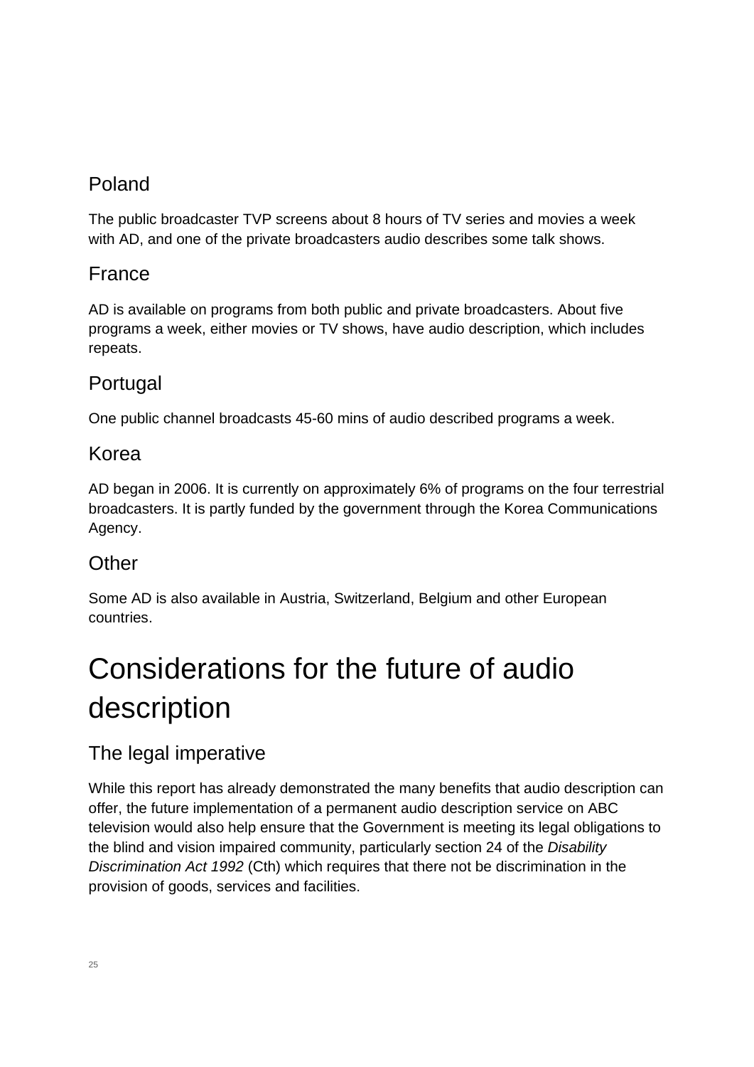### Poland

The public broadcaster TVP screens about 8 hours of TV series and movies a week with AD, and one of the private broadcasters audio describes some talk shows.

### France

AD is available on programs from both public and private broadcasters. About five programs a week, either movies or TV shows, have audio description, which includes repeats.

### Portugal

One public channel broadcasts 45-60 mins of audio described programs a week.

### Korea

AD began in 2006. It is currently on approximately 6% of programs on the four terrestrial broadcasters. It is partly funded by the government through the Korea Communications Agency.

### Other

Some AD is also available in Austria, Switzerland, Belgium and other European countries.

# Considerations for the future of audio description

## The legal imperative

While this report has already demonstrated the many benefits that audio description can offer, the future implementation of a permanent audio description service on ABC television would also help ensure that the Government is meeting its legal obligations to the blind and vision impaired community, particularly section 24 of the *Disability Discrimination Act 1992* (Cth) which requires that there not be discrimination in the provision of goods, services and facilities.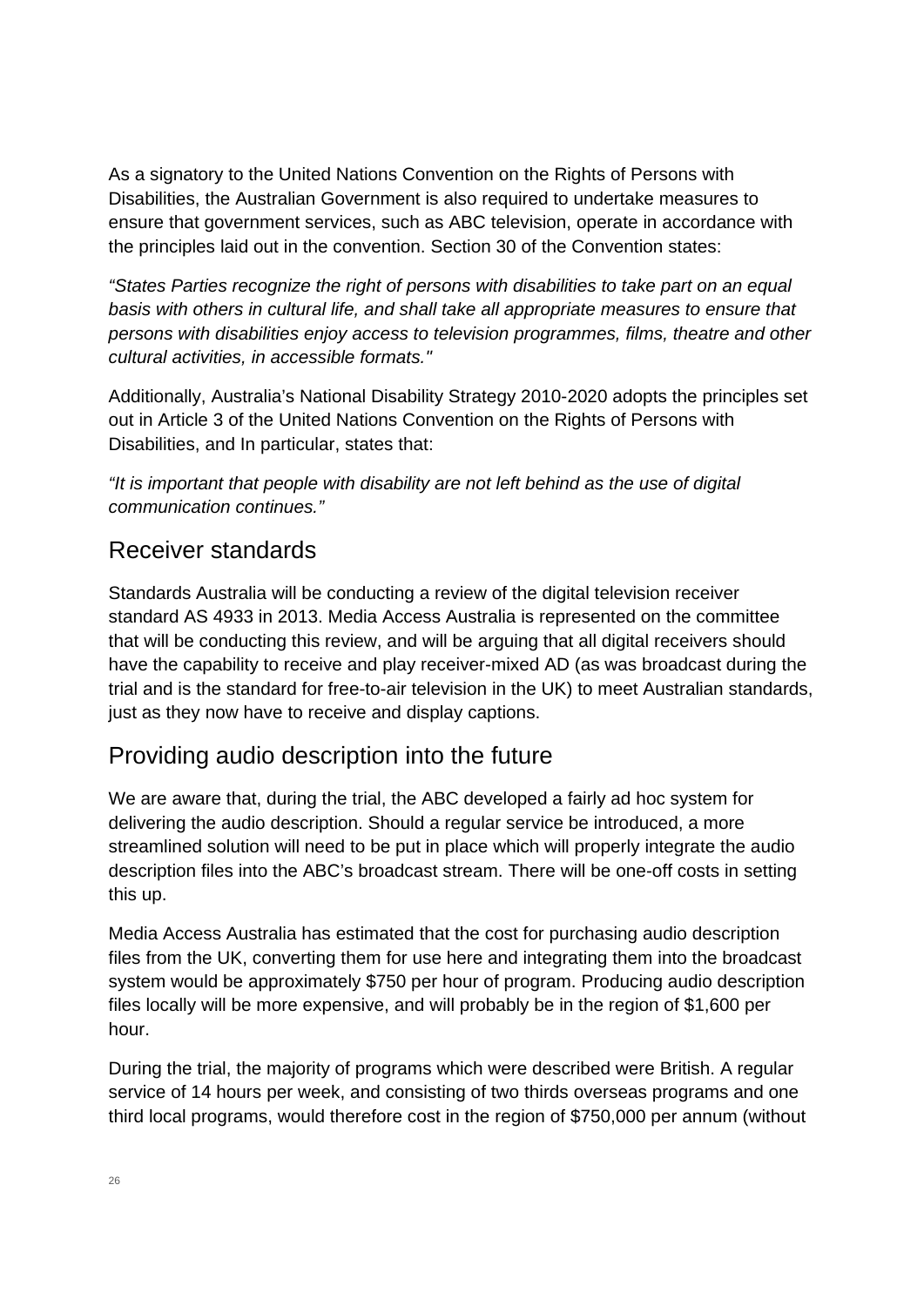As a signatory to the United Nations Convention on the Rights of Persons with Disabilities, the Australian Government is also required to undertake measures to ensure that government services, such as ABC television, operate in accordance with the principles laid out in the convention. Section 30 of the Convention states:

*"States Parties recognize the right of persons with disabilities to take part on an equal basis with others in cultural life, and shall take all appropriate measures to ensure that persons with disabilities enjoy access to television programmes, films, theatre and other cultural activities, in accessible formats."*

Additionally, Australia's National Disability Strategy 2010-2020 adopts the principles set out in Article 3 of the United Nations Convention on the Rights of Persons with Disabilities, and In particular, states that:

*"It is important that people with disability are not left behind as the use of digital communication continues."*

## Receiver standards

Standards Australia will be conducting a review of the digital television receiver standard AS 4933 in 2013. Media Access Australia is represented on the committee that will be conducting this review, and will be arguing that all digital receivers should have the capability to receive and play receiver-mixed AD (as was broadcast during the trial and is the standard for free-to-air television in the UK) to meet Australian standards, just as they now have to receive and display captions.

## Providing audio description into the future

We are aware that, during the trial, the ABC developed a fairly ad hoc system for delivering the audio description. Should a regular service be introduced, a more streamlined solution will need to be put in place which will properly integrate the audio description files into the ABC's broadcast stream. There will be one-off costs in setting this up.

Media Access Australia has estimated that the cost for purchasing audio description files from the UK, converting them for use here and integrating them into the broadcast system would be approximately $750 per hour of program. Producing audio description files locally will be more expensive, and will probably be in the region of $1,600 per hour.

During the trial, the majority of programs which were described were British. A regular service of 14 hours per week, and consisting of two thirds overseas programs and one third local programs, would therefore cost in the region of $750,000 per annum (without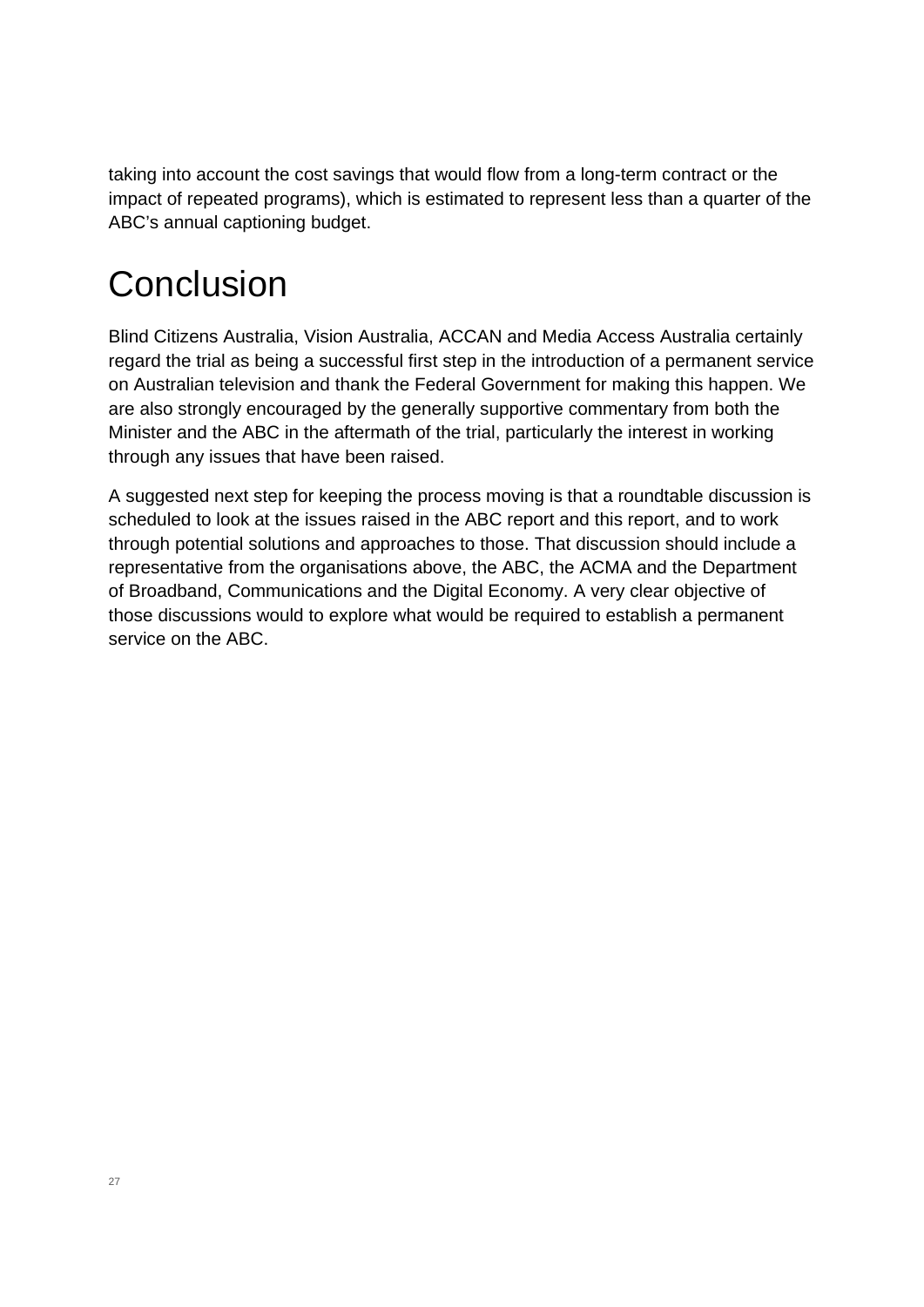taking into account the cost savings that would flow from a long-term contract or the impact of repeated programs), which is estimated to represent less than a quarter of the ABC's annual captioning budget.

# Conclusion

Blind Citizens Australia, Vision Australia, ACCAN and Media Access Australia certainly regard the trial as being a successful first step in the introduction of a permanent service on Australian television and thank the Federal Government for making this happen. We are also strongly encouraged by the generally supportive commentary from both the Minister and the ABC in the aftermath of the trial, particularly the interest in working through any issues that have been raised.

A suggested next step for keeping the process moving is that a roundtable discussion is scheduled to look at the issues raised in the ABC report and this report, and to work through potential solutions and approaches to those. That discussion should include a representative from the organisations above, the ABC, the ACMA and the Department of Broadband, Communications and the Digital Economy. A very clear objective of those discussions would to explore what would be required to establish a permanent service on the ABC.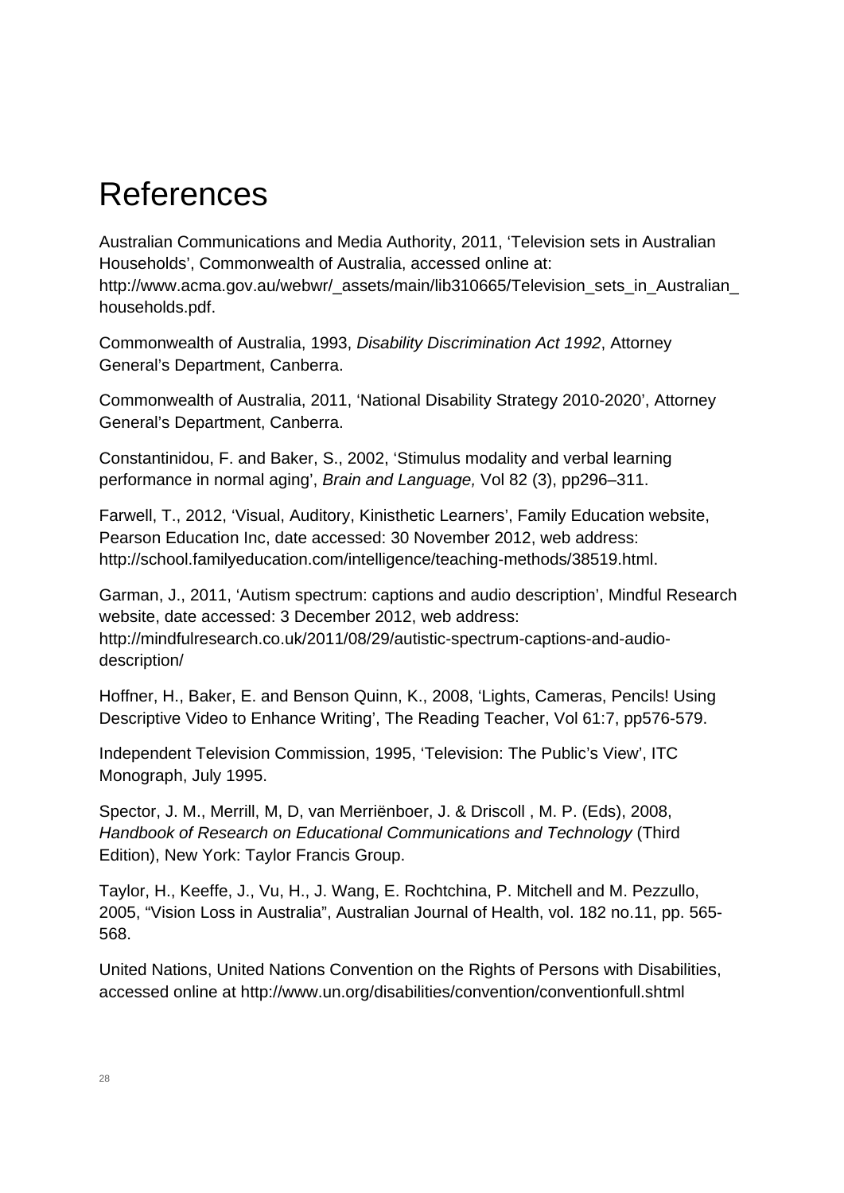# References

Australian Communications and Media Authority, 2011, ‘Television sets in Australian Households’, Commonwealth of Australia, accessed online at: http://www.acma.gov.au/webwr/_assets/main/lib310665/Television_sets_in_Australian_households.pdf.

Commonwealth of Australia, 1993, *Disability Discrimination Act 1992*, Attorney General’s Department, Canberra.

Commonwealth of Australia, 2011, ‘National Disability Strategy 2010-2020’, Attorney General’s Department, Canberra.

Constantinidou, F. and Baker, S., 2002, ‘Stimulus modality and verbal learning performance in normal aging’, *Brain and Language,* Vol 82 (3), pp296–311.

Farwell, T., 2012, ‘Visual, Auditory, Kinisthetic Learners’, Family Education website, Pearson Education Inc, date accessed: 30 November 2012, web address: http://school.familyeducation.com/intelligence/teaching-methods/38519.html.

Garman, J., 2011, ‘Autism spectrum: captions and audio description’, Mindful Research website, date accessed: 3 December 2012, web address: http://mindfulresearch.co.uk/2011/08/29/autistic-spectrum-captions-and-audio-description/

Hoffner, H., Baker, E. and Benson Quinn, K., 2008, ‘Lights, Cameras, Pencils! Using Descriptive Video to Enhance Writing’, The Reading Teacher, Vol 61:7, pp576-579.

Independent Television Commission, 1995, ‘Television: The Public’s View’, ITC Monograph, July 1995.

Spector, J. M., Merrill, M, D, van Merriënboer, J. & Driscoll , M. P. (Eds), 2008, *Handbook of Research on Educational Communications and Technology* (Third Edition), New York: Taylor Francis Group.

Taylor, H., Keeffe, J., Vu, H., J. Wang, E. Rochtchina, P. Mitchell and M. Pezzullo, 2005, “Vision Loss in Australia”, Australian Journal of Health, vol. 182 no.11, pp. 565-568.

United Nations, United Nations Convention on the Rights of Persons with Disabilities, accessed online at http://www.un.org/disabilities/convention/conventionfull.shtml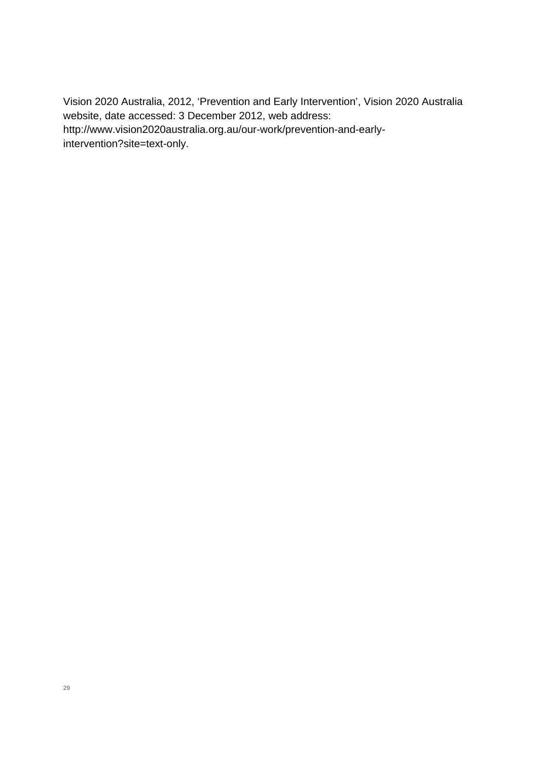Vision 2020 Australia, 2012, ‘Prevention and Early Intervention’, Vision 2020 Australia website, date accessed: 3 December 2012, web address: http://www.vision2020australia.org.au/our-work/prevention-and-early-intervention?site=text-only.